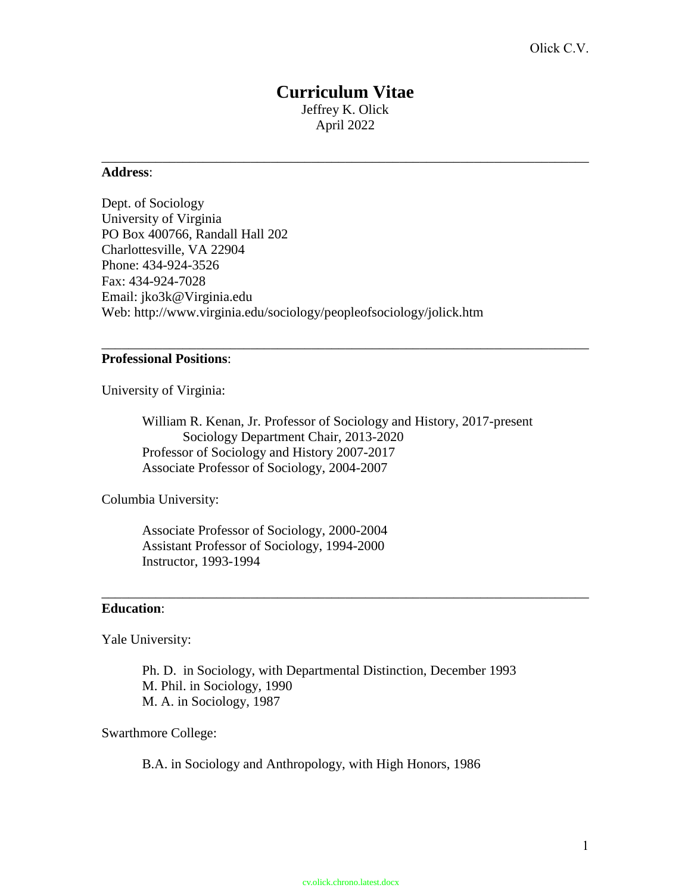# Curriculum Vitae

Jeffrey K. Olick
April 2022

---

**Address**:

Dept. of Sociology
University of Virginia
PO Box 400766, Randall Hall 202
Charlottesville, VA 22904
Phone: 434-924-3526
Fax: 434-924-7028
Email: jko3k@Virginia.edu
Web: http://www.virginia.edu/sociology/peopleofsociology/jolick.htm

---

**Professional Positions**:

University of Virginia:

- William R. Kenan, Jr. Professor of Sociology and History, 2017-present
  - Sociology Department Chair, 2013-2020
- Professor of Sociology and History 2007-2017
- Associate Professor of Sociology, 2004-2007

Columbia University:

- Associate Professor of Sociology, 2000-2004
- Assistant Professor of Sociology, 1994-2000
- Instructor, 1993-1994

---

**Education**:

Yale University:

- Ph. D. in Sociology, with Departmental Distinction, December 1993
- M. Phil. in Sociology, 1990
- M. A. in Sociology, 1987

Swarthmore College:

- B.A. in Sociology and Anthropology, with High Honors, 1986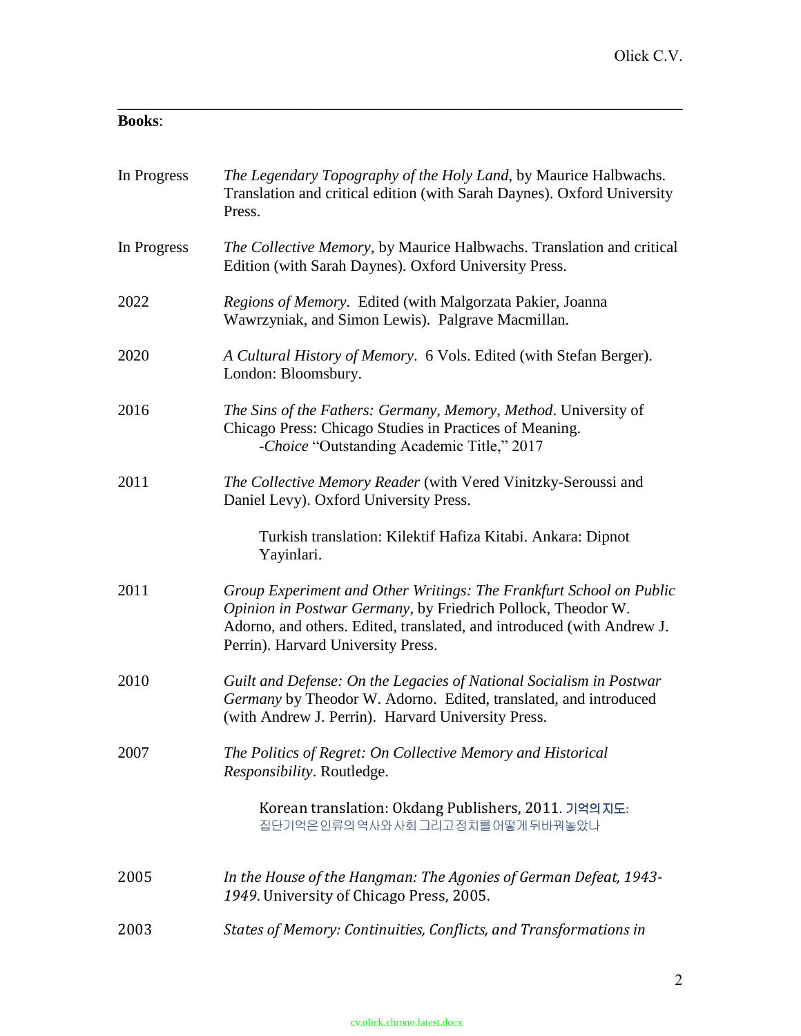**Books**:

In Progress — *The Legendary Topography of the Holy Land*, by Maurice Halbwachs. Translation and critical edition (with Sarah Daynes). Oxford University Press.

In Progress — *The Collective Memory*, by Maurice Halbwachs. Translation and critical Edition (with Sarah Daynes). Oxford University Press.

2022 — *Regions of Memory*. Edited (with Malgorzata Pakier, Joanna Wawrzyniak, and Simon Lewis). Palgrave Macmillan.

2020 — *A Cultural History of Memory*. 6 Vols. Edited (with Stefan Berger). London: Bloomsbury.

2016 — *The Sins of the Fathers: Germany, Memory, Method*. University of Chicago Press: Chicago Studies in Practices of Meaning.
-*Choice* "Outstanding Academic Title," 2017

2011 — *The Collective Memory Reader* (with Vered Vinitzky-Seroussi and Daniel Levy). Oxford University Press.

Turkish translation: Kilektif Hafiza Kitabi. Ankara: Dipnot Yayinlari.

2011 — *Group Experiment and Other Writings: The Frankfurt School on Public Opinion in Postwar Germany*, by Friedrich Pollock, Theodor W. Adorno, and others. Edited, translated, and introduced (with Andrew J. Perrin). Harvard University Press.

2010 — *Guilt and Defense: On the Legacies of National Socialism in Postwar Germany* by Theodor W. Adorno. Edited, translated, and introduced (with Andrew J. Perrin). Harvard University Press.

2007 — *The Politics of Regret: On Collective Memory and Historical Responsibility*. Routledge.

Korean translation: Okdang Publishers, 2011. 기억의 지도: 집단기억은 인류의 역사와 사회 그리고 정치를 어떻게 뒤바꿔놓았나

2005 — *In the House of the Hangman: The Agonies of German Defeat, 1943-1949*. University of Chicago Press, 2005.

2003 — *States of Memory: Continuities, Conflicts, and Transformations in*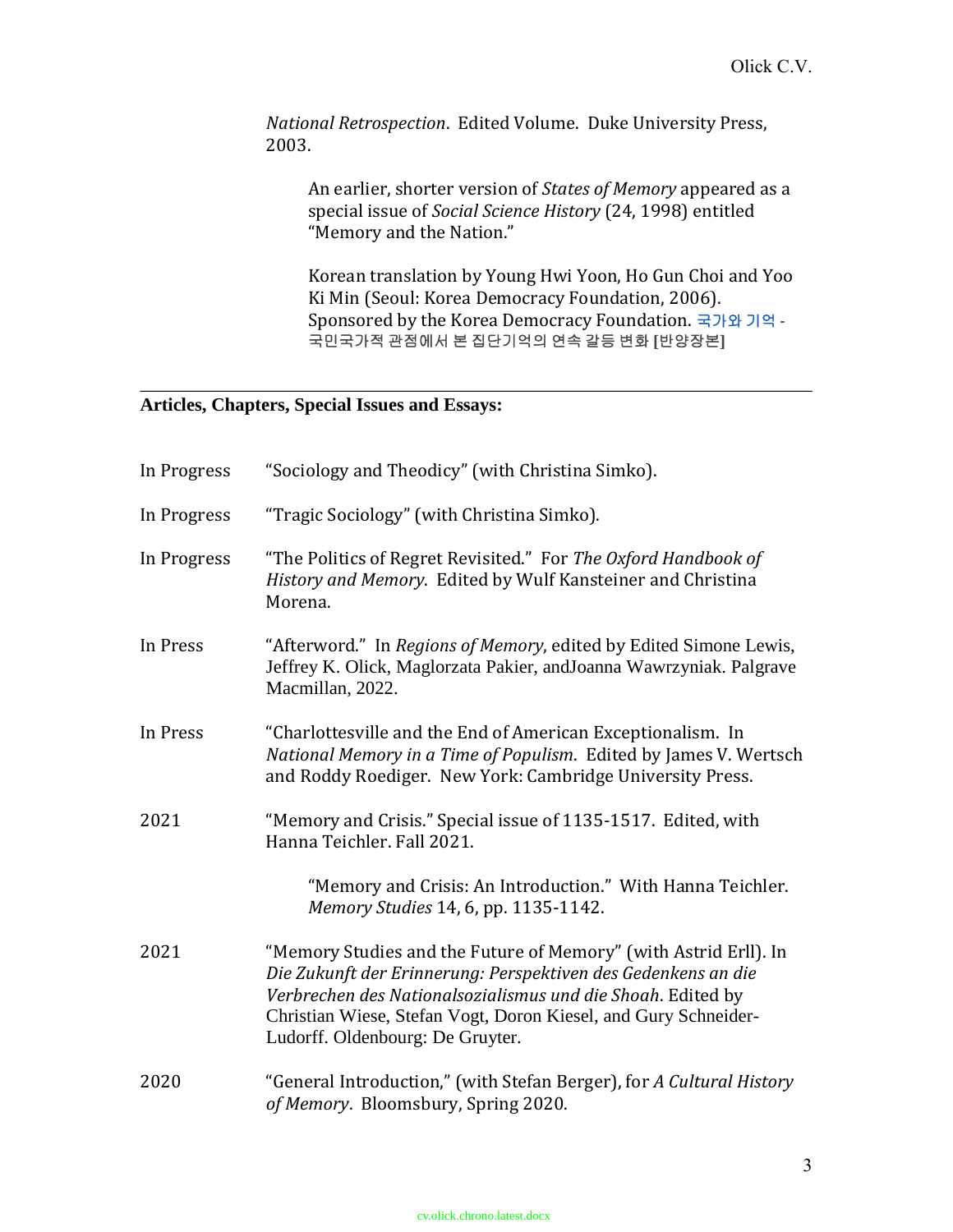*National Retrospection*. Edited Volume. Duke University Press, 2003.

An earlier, shorter version of *States of Memory* appeared as a special issue of *Social Science History* (24, 1998) entitled "Memory and the Nation."

Korean translation by Young Hwi Yoon, Ho Gun Choi and Yoo Ki Min (Seoul: Korea Democracy Foundation, 2006). Sponsored by the Korea Democracy Foundation. 국가와 기억 - 국민국가적 관점에서 본 집단기억의 연속 갈등 변화 [반양장본]

---

**Articles, Chapters, Special Issues and Essays:**

In Progress — "Sociology and Theodicy" (with Christina Simko).

In Progress — "Tragic Sociology" (with Christina Simko).

In Progress — "The Politics of Regret Revisited." For *The Oxford Handbook of History and Memory*. Edited by Wulf Kansteiner and Christina Morena.

In Press — "Afterword." In *Regions of Memory*, edited by Edited Simone Lewis, Jeffrey K. Olick, Maglorzata Pakier, andJoanna Wawrzyniak. Palgrave Macmillan, 2022.

In Press — "Charlottesville and the End of American Exceptionalism. In *National Memory in a Time of Populism*. Edited by James V. Wertsch and Roddy Roediger. New York: Cambridge University Press.

2021 — "Memory and Crisis." Special issue of 1135-1517. Edited, with Hanna Teichler. Fall 2021.

"Memory and Crisis: An Introduction." With Hanna Teichler. *Memory Studies* 14, 6, pp. 1135-1142.

2021 — "Memory Studies and the Future of Memory" (with Astrid Erll). In *Die Zukunft der Erinnerung: Perspektiven des Gedenkens an die Verbrechen des Nationalsozialismus und die Shoah*. Edited by Christian Wiese, Stefan Vogt, Doron Kiesel, and Gury Schneider-Ludorff. Oldenbourg: De Gruyter.

2020 — "General Introduction," (with Stefan Berger), for *A Cultural History of Memory*. Bloomsbury, Spring 2020.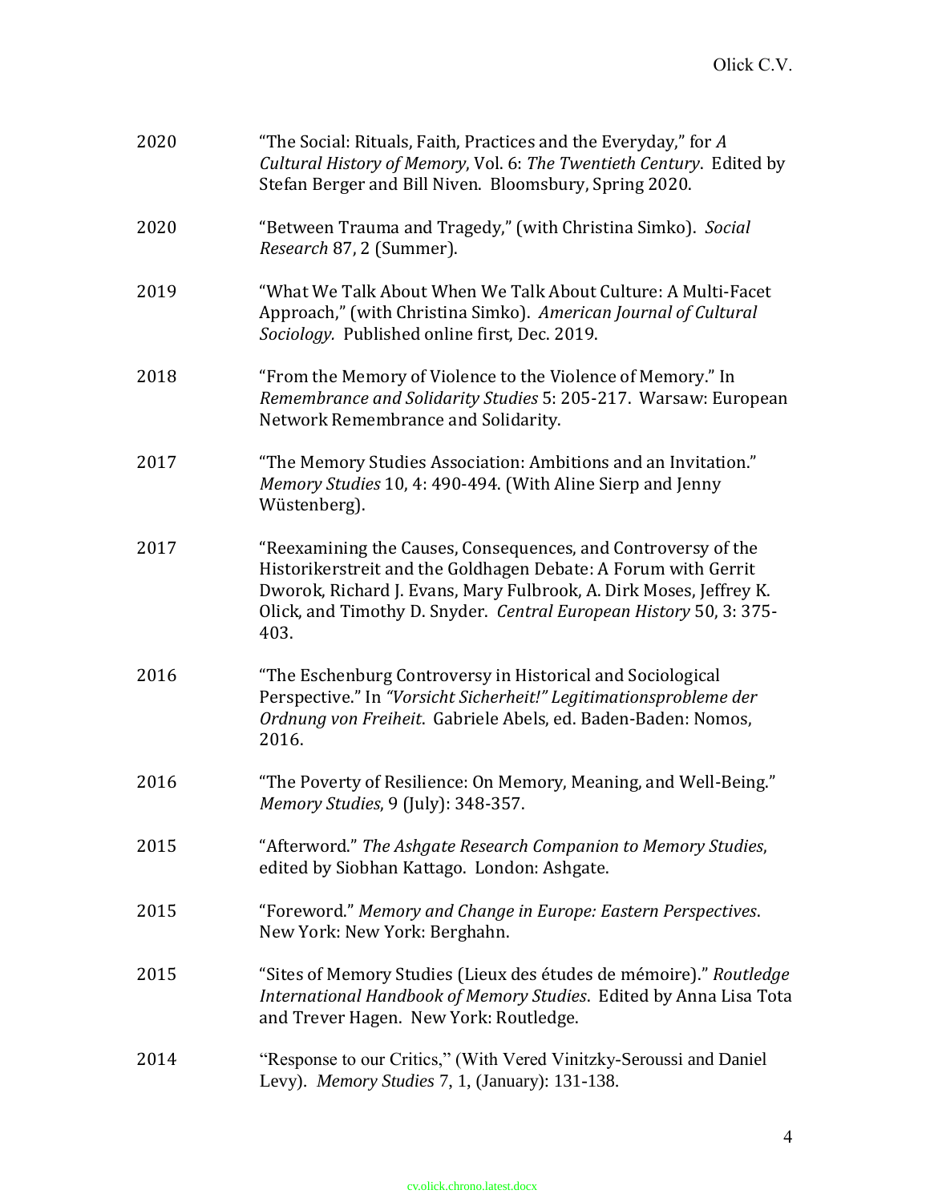2020 “The Social: Rituals, Faith, Practices and the Everyday,” for *A Cultural History of Memory*, Vol. 6: *The Twentieth Century*. Edited by Stefan Berger and Bill Niven. Bloomsbury, Spring 2020.

2020 “Between Trauma and Tragedy,” (with Christina Simko). *Social Research* 87, 2 (Summer).

2019 “What We Talk About When We Talk About Culture: A Multi-Facet Approach,” (with Christina Simko). *American Journal of Cultural Sociology.* Published online first, Dec. 2019.

2018 “From the Memory of Violence to the Violence of Memory.” In *Remembrance and Solidarity Studies* 5: 205-217. Warsaw: European Network Remembrance and Solidarity.

2017 “The Memory Studies Association: Ambitions and an Invitation.” *Memory Studies* 10, 4: 490-494. (With Aline Sierp and Jenny Wüstenberg).

2017 “Reexamining the Causes, Consequences, and Controversy of the Historikerstreit and the Goldhagen Debate: A Forum with Gerrit Dworok, Richard J. Evans, Mary Fulbrook, A. Dirk Moses, Jeffrey K. Olick, and Timothy D. Snyder. *Central European History* 50, 3: 375-403.

2016 “The Eschenburg Controversy in Historical and Sociological Perspective.” In *“Vorsicht Sicherheit!” Legitimationsprobleme der Ordnung von Freiheit*. Gabriele Abels, ed. Baden-Baden: Nomos, 2016.

2016 “The Poverty of Resilience: On Memory, Meaning, and Well-Being.” *Memory Studies*, 9 (July): 348-357.

2015 “Afterword.” *The Ashgate Research Companion to Memory Studies*, edited by Siobhan Kattago. London: Ashgate.

2015 “Foreword.” *Memory and Change in Europe: Eastern Perspectives*. New York: New York: Berghahn.

2015 “Sites of Memory Studies (Lieux des études de mémoire).” *Routledge International Handbook of Memory Studies*. Edited by Anna Lisa Tota and Trever Hagen. New York: Routledge.

2014 “Response to our Critics,” (With Vered Vinitzky-Seroussi and Daniel Levy). *Memory Studies* 7, 1, (January): 131-138.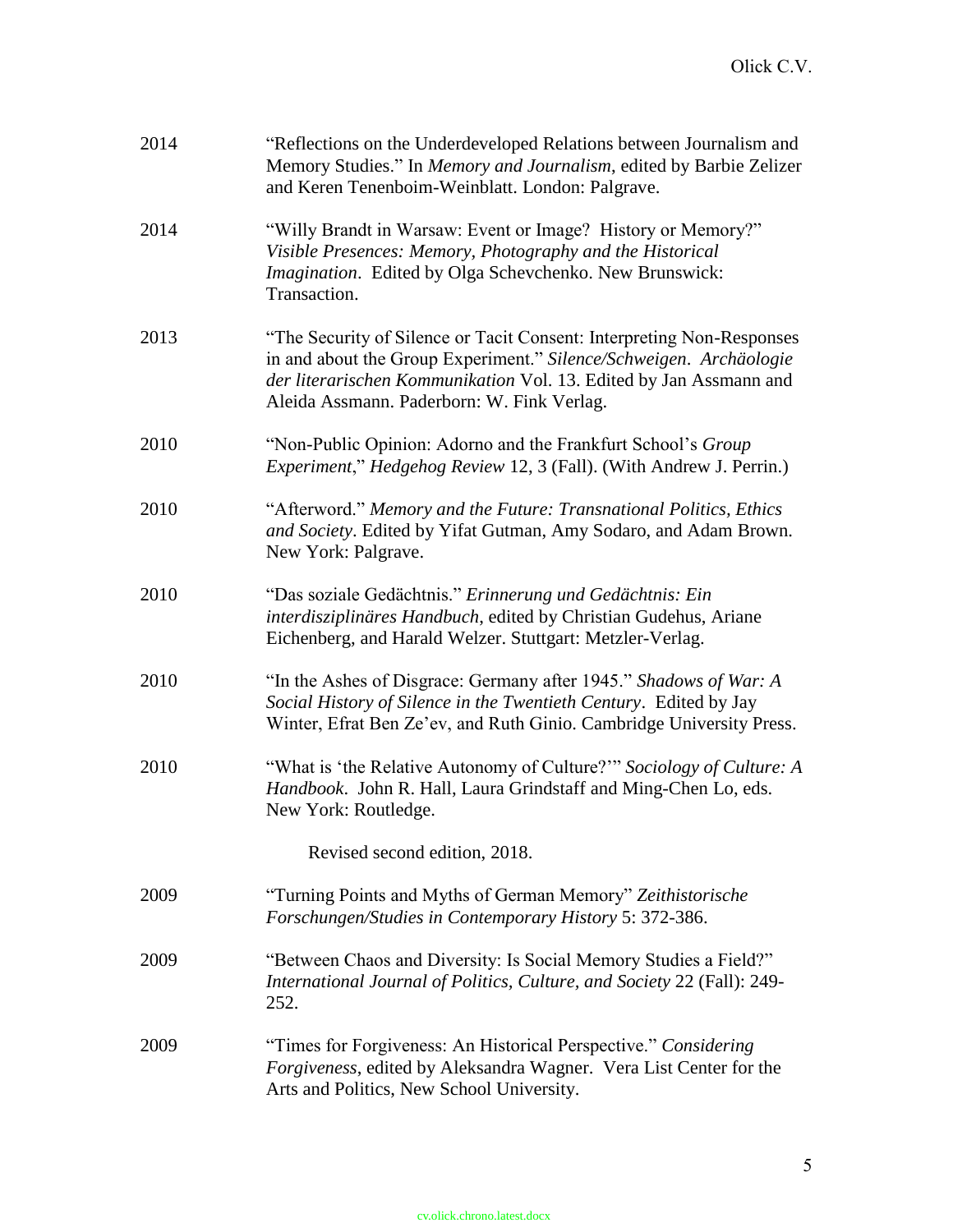2014 “Reflections on the Underdeveloped Relations between Journalism and Memory Studies.” In *Memory and Journalism*, edited by Barbie Zelizer and Keren Tenenboim-Weinblatt. London: Palgrave.

2014 “Willy Brandt in Warsaw: Event or Image? History or Memory?” *Visible Presences: Memory, Photography and the Historical Imagination*. Edited by Olga Schevchenko. New Brunswick: Transaction.

2013 “The Security of Silence or Tacit Consent: Interpreting Non-Responses in and about the Group Experiment.” *Silence/Schweigen. Archäologie der literarischen Kommunikation* Vol. 13. Edited by Jan Assmann and Aleida Assmann. Paderborn: W. Fink Verlag.

2010 “Non-Public Opinion: Adorno and the Frankfurt School’s *Group Experiment*,” *Hedgehog Review* 12, 3 (Fall). (With Andrew J. Perrin.)

2010 “Afterword.” *Memory and the Future: Transnational Politics, Ethics and Society*. Edited by Yifat Gutman, Amy Sodaro, and Adam Brown. New York: Palgrave.

2010 “Das soziale Gedächtnis.” *Erinnerung und Gedächtnis: Ein interdisziplinäres Handbuch*, edited by Christian Gudehus, Ariane Eichenberg, and Harald Welzer. Stuttgart: Metzler-Verlag.

2010 “In the Ashes of Disgrace: Germany after 1945.” *Shadows of War: A Social History of Silence in the Twentieth Century*. Edited by Jay Winter, Efrat Ben Ze’ev, and Ruth Ginio. Cambridge University Press.

2010 “What is ‘the Relative Autonomy of Culture?’” *Sociology of Culture: A Handbook*. John R. Hall, Laura Grindstaff and Ming-Chen Lo, eds. New York: Routledge.

Revised second edition, 2018.

2009 “Turning Points and Myths of German Memory” *Zeithistorische Forschungen/Studies in Contemporary History* 5: 372-386.

2009 “Between Chaos and Diversity: Is Social Memory Studies a Field?” *International Journal of Politics, Culture, and Society* 22 (Fall): 249-252.

2009 “Times for Forgiveness: An Historical Perspective.” *Considering Forgiveness*, edited by Aleksandra Wagner. Vera List Center for the Arts and Politics, New School University.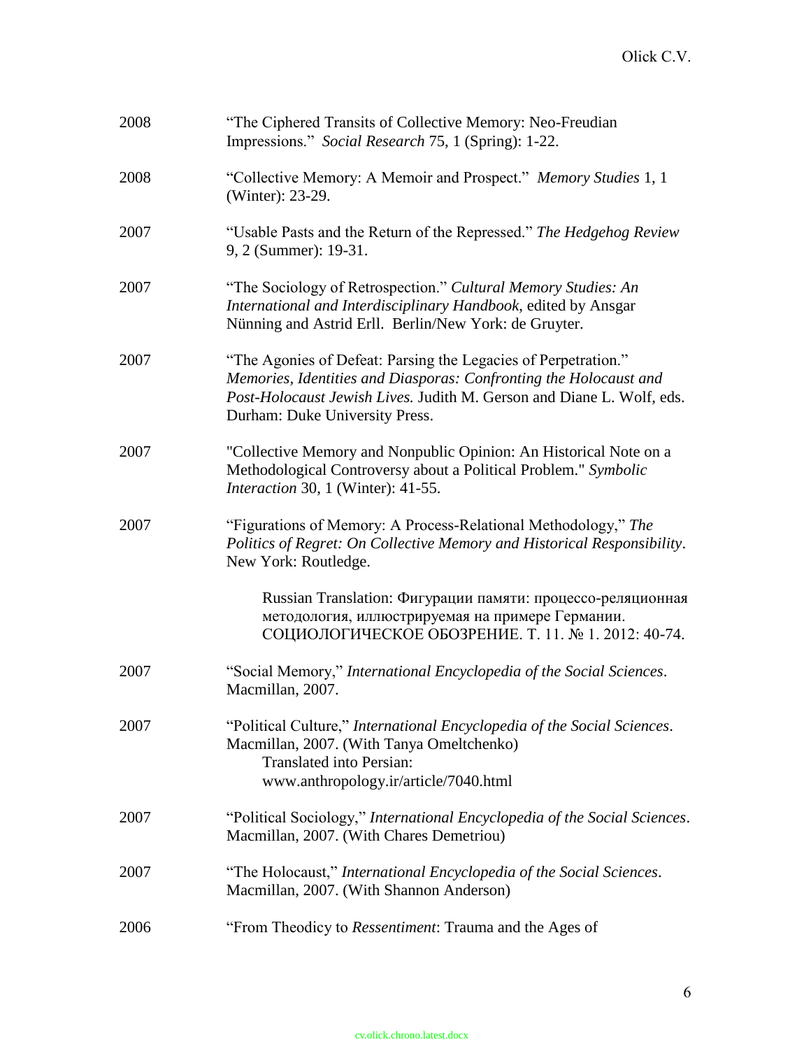2008 "The Ciphered Transits of Collective Memory: Neo-Freudian Impressions." *Social Research* 75, 1 (Spring): 1-22.

2008 "Collective Memory: A Memoir and Prospect." *Memory Studies* 1, 1 (Winter): 23-29.

2007 "Usable Pasts and the Return of the Repressed." *The Hedgehog Review* 9, 2 (Summer): 19-31.

2007 "The Sociology of Retrospection." *Cultural Memory Studies: An International and Interdisciplinary Handbook*, edited by Ansgar Nünning and Astrid Erll. Berlin/New York: de Gruyter.

2007 "The Agonies of Defeat: Parsing the Legacies of Perpetration." *Memories, Identities and Diasporas: Confronting the Holocaust and Post-Holocaust Jewish Lives.* Judith M. Gerson and Diane L. Wolf, eds. Durham: Duke University Press.

2007 "Collective Memory and Nonpublic Opinion: An Historical Note on a Methodological Controversy about a Political Problem." *Symbolic Interaction* 30, 1 (Winter): 41-55.

2007 "Figurations of Memory: A Process-Relational Methodology," *The Politics of Regret: On Collective Memory and Historical Responsibility*. New York: Routledge.

> Russian Translation: Фигурации памяти: процессо-реляционная методология, иллюстрируемая на примере Германии. СОЦИОЛОГИЧЕСКОЕ ОБОЗРЕНИЕ. Т. 11. № 1. 2012: 40-74.

2007 "Social Memory," *International Encyclopedia of the Social Sciences*. Macmillan, 2007.

2007 "Political Culture," *International Encyclopedia of the Social Sciences*. Macmillan, 2007. (With Tanya Omeltchenko)

> Translated into Persian: www.anthropology.ir/article/7040.html

2007 "Political Sociology," *International Encyclopedia of the Social Sciences*. Macmillan, 2007. (With Chares Demetriou)

2007 "The Holocaust," *International Encyclopedia of the Social Sciences*. Macmillan, 2007. (With Shannon Anderson)

2006 "From Theodicy to *Ressentiment*: Trauma and the Ages of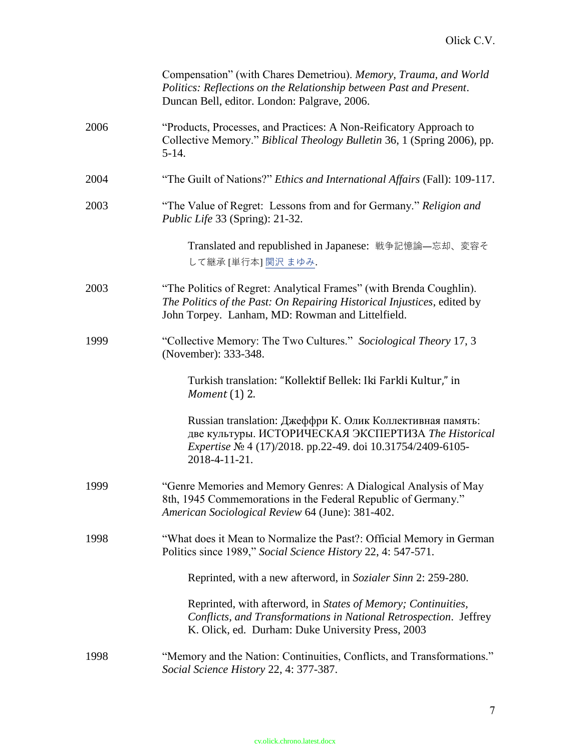Compensation" (with Chares Demetriou). *Memory, Trauma, and World Politics: Reflections on the Relationship between Past and Present*. Duncan Bell, editor. London: Palgrave, 2006.

2006 "Products, Processes, and Practices: A Non-Reificatory Approach to Collective Memory." *Biblical Theology Bulletin* 36, 1 (Spring 2006), pp. 5-14.

2004 "The Guilt of Nations?" *Ethics and International Affairs* (Fall): 109-117.

2003 "The Value of Regret: Lessons from and for Germany." *Religion and Public Life* 33 (Spring): 21-32.

> Translated and republished in Japanese: 戦争記憶論―忘却、変容そして継承 [単行本] 関沢 まゆみ.

2003 "The Politics of Regret: Analytical Frames" (with Brenda Coughlin). *The Politics of the Past: On Repairing Historical Injustices*, edited by John Torpey. Lanham, MD: Rowman and Littelfield.

1999 "Collective Memory: The Two Cultures." *Sociological Theory* 17, 3 (November): 333-348.

> Turkish translation: "Kollektif Bellek: Iki Farkli Kultur," in *Moment* (1) 2.

> Russian translation: Джеффри К. Олик Коллективная память: две культуры. ИСТОРИЧЕСКАЯ ЭКСПЕРТИЗА *The Historical Expertise* № 4 (17)/2018. pp.22-49. doi 10.31754/2409-6105-2018-4-11-21.

1999 "Genre Memories and Memory Genres: A Dialogical Analysis of May 8th, 1945 Commemorations in the Federal Republic of Germany." *American Sociological Review* 64 (June): 381-402.

1998 "What does it Mean to Normalize the Past?: Official Memory in German Politics since 1989," *Social Science History* 22, 4: 547-571.

> Reprinted, with a new afterword, in *Sozialer Sinn* 2: 259-280.

> Reprinted, with afterword, in *States of Memory; Continuities, Conflicts, and Transformations in National Retrospection*. Jeffrey K. Olick, ed. Durham: Duke University Press, 2003

1998 "Memory and the Nation: Continuities, Conflicts, and Transformations." *Social Science History* 22, 4: 377-387.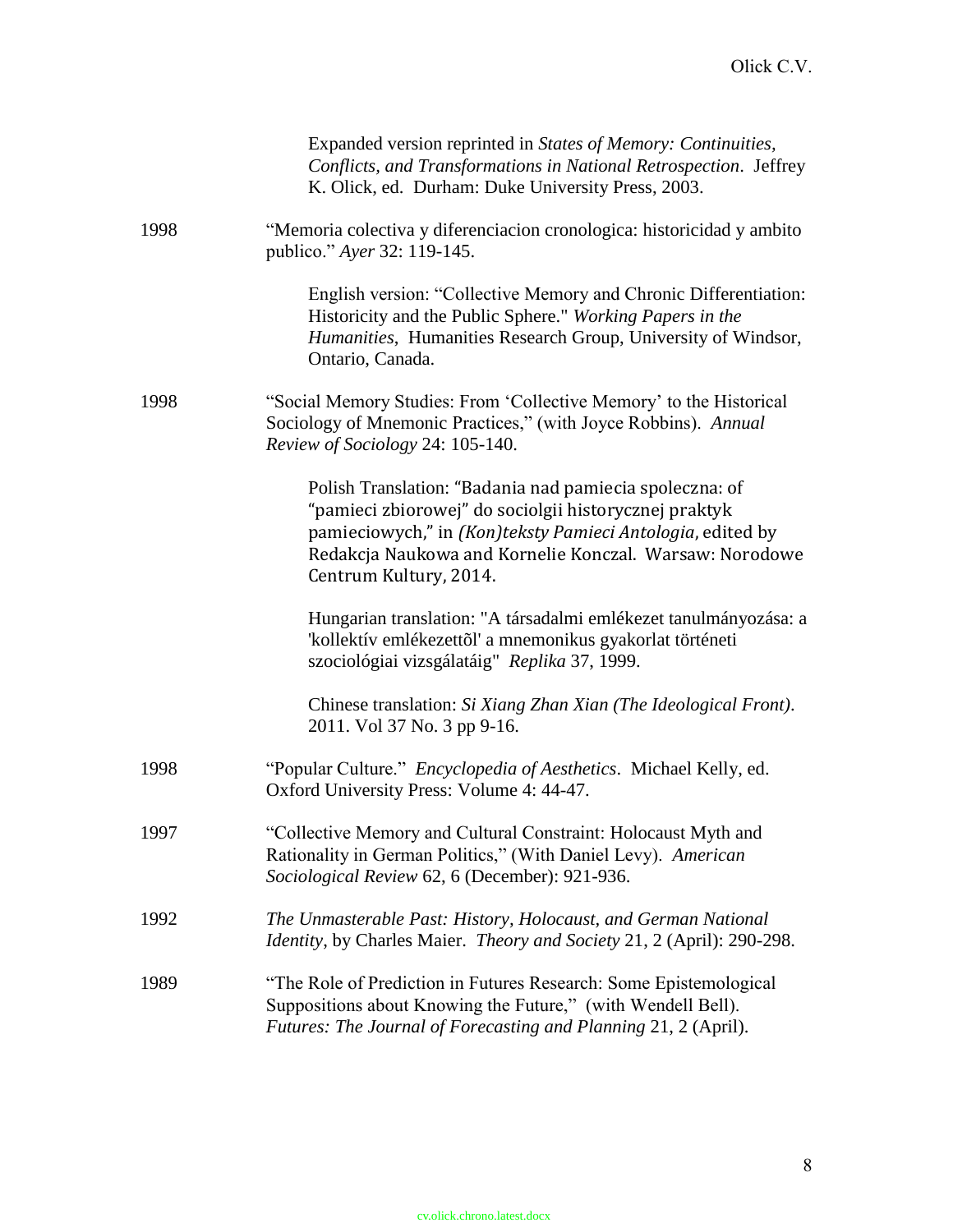Expanded version reprinted in *States of Memory: Continuities, Conflicts, and Transformations in National Retrospection*. Jeffrey K. Olick, ed. Durham: Duke University Press, 2003.

1998 "Memoria colectiva y diferenciacion cronologica: historicidad y ambito publico." *Ayer* 32: 119-145.

English version: "Collective Memory and Chronic Differentiation: Historicity and the Public Sphere." *Working Papers in the Humanities*, Humanities Research Group, University of Windsor, Ontario, Canada.

1998 "Social Memory Studies: From 'Collective Memory' to the Historical Sociology of Mnemonic Practices," (with Joyce Robbins). *Annual Review of Sociology* 24: 105-140.

Polish Translation: "Badania nad pamiecia spoleczna: of "pamieci zbiorowej" do sociolgii historycznej praktyk pamieciowych," in *(Kon)teksty Pamieci Antologia*, edited by Redakcja Naukowa and Kornelie Konczal. Warsaw: Norodowe Centrum Kultury, 2014.

Hungarian translation: "A társadalmi emlékezet tanulmányozása: a 'kollektív emlékezettõl' a mnemonikus gyakorlat történeti szociológiai vizsgálatáig" *Replika* 37, 1999.

Chinese translation: *Si Xiang Zhan Xian (The Ideological Front)*. 2011. Vol 37 No. 3 pp 9-16.

1998 "Popular Culture." *Encyclopedia of Aesthetics*. Michael Kelly, ed. Oxford University Press: Volume 4: 44-47.

1997 "Collective Memory and Cultural Constraint: Holocaust Myth and Rationality in German Politics," (With Daniel Levy). *American Sociological Review* 62, 6 (December): 921-936.

1992 *The Unmasterable Past: History, Holocaust, and German National Identity*, by Charles Maier. *Theory and Society* 21, 2 (April): 290-298.

1989 "The Role of Prediction in Futures Research: Some Epistemological Suppositions about Knowing the Future," (with Wendell Bell). *Futures: The Journal of Forecasting and Planning* 21, 2 (April).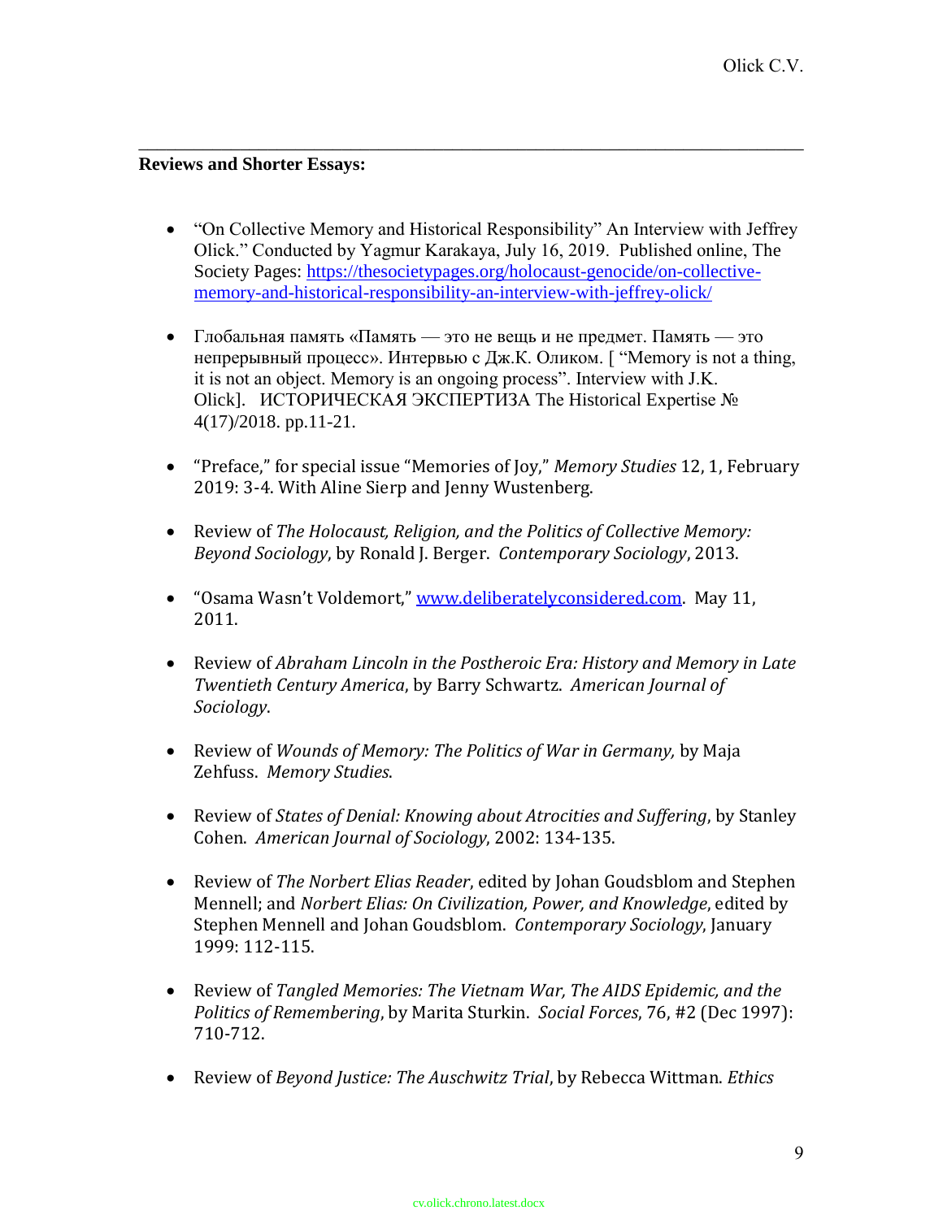**Reviews and Shorter Essays:**

- "On Collective Memory and Historical Responsibility" An Interview with Jeffrey Olick." Conducted by Yagmur Karakaya, July 16, 2019. Published online, The Society Pages: [https://thesocietypages.org/holocaust-genocide/on-collective-memory-and-historical-responsibility-an-interview-with-jeffrey-olick/](https://thesocietypages.org/holocaust-genocide/on-collective-memory-and-historical-responsibility-an-interview-with-jeffrey-olick/)

- Глобальная память «Память — это не вещь и не предмет. Память — это непрерывный процесс». Интервью с Дж.К. Оликом. [ "Memory is not a thing, it is not an object. Memory is an ongoing process". Interview with J.K. Olick]. ИСТОРИЧЕСКАЯ ЭКСПЕРТИЗА The Historical Expertise № 4(17)/2018. pp.11-21.

- "Preface," for special issue "Memories of Joy," *Memory Studies* 12, 1, February 2019: 3-4. With Aline Sierp and Jenny Wustenberg.

- Review of *The Holocaust, Religion, and the Politics of Collective Memory: Beyond Sociology*, by Ronald J. Berger. *Contemporary Sociology*, 2013.

- "Osama Wasn't Voldemort," [www.deliberatelyconsidered.com](http://www.deliberatelyconsidered.com). May 11, 2011.

- Review of *Abraham Lincoln in the Postheroic Era: History and Memory in Late Twentieth Century America*, by Barry Schwartz. *American Journal of Sociology*.

- Review of *Wounds of Memory: The Politics of War in Germany,* by Maja Zehfuss. *Memory Studies*.

- Review of *States of Denial: Knowing about Atrocities and Suffering*, by Stanley Cohen. *American Journal of Sociology*, 2002: 134-135.

- Review of *The Norbert Elias Reader*, edited by Johan Goudsblom and Stephen Mennell; and *Norbert Elias: On Civilization, Power, and Knowledge*, edited by Stephen Mennell and Johan Goudsblom. *Contemporary Sociology*, January 1999: 112-115.

- Review of *Tangled Memories: The Vietnam War, The AIDS Epidemic, and the Politics of Remembering*, by Marita Sturkin. *Social Forces*, 76, #2 (Dec 1997): 710-712.

- Review of *Beyond Justice: The Auschwitz Trial*, by Rebecca Wittman. *Ethics*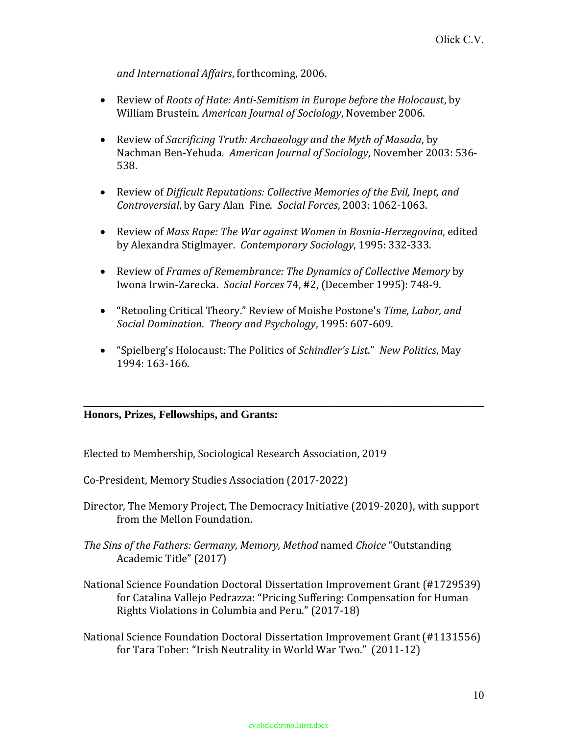*and International Affairs*, forthcoming, 2006.

- Review of *Roots of Hate: Anti-Semitism in Europe before the Holocaust*, by William Brustein. *American Journal of Sociology*, November 2006.

- Review of *Sacrificing Truth: Archaeology and the Myth of Masada*, by Nachman Ben-Yehuda. *American Journal of Sociology*, November 2003: 536-538.

- Review of *Difficult Reputations: Collective Memories of the Evil, Inept, and Controversial*, by Gary Alan Fine. *Social Forces*, 2003: 1062-1063.

- Review of *Mass Rape: The War against Women in Bosnia-Herzegovina*, edited by Alexandra Stiglmayer. *Contemporary Sociology*, 1995: 332-333.

- Review of *Frames of Remembrance: The Dynamics of Collective Memory* by Iwona Irwin-Zarecka. *Social Forces* 74, #2, (December 1995): 748-9.

- "Retooling Critical Theory." Review of Moishe Postone's *Time, Labor, and Social Domination*. *Theory and Psychology*, 1995: 607-609.

- "Spielberg's Holocaust: The Politics of *Schindler's List*." *New Politics*, May 1994: 163-166.

---

## Honors, Prizes, Fellowships, and Grants:

Elected to Membership, Sociological Research Association, 2019

Co-President, Memory Studies Association (2017-2022)

Director, The Memory Project, The Democracy Initiative (2019-2020), with support from the Mellon Foundation.

*The Sins of the Fathers: Germany, Memory, Method* named *Choice* "Outstanding Academic Title" (2017)

National Science Foundation Doctoral Dissertation Improvement Grant (#1729539) for Catalina Vallejo Pedrazza: "Pricing Suffering: Compensation for Human Rights Violations in Columbia and Peru." (2017-18)

National Science Foundation Doctoral Dissertation Improvement Grant (#1131556) for Tara Tober: "Irish Neutrality in World War Two." (2011-12)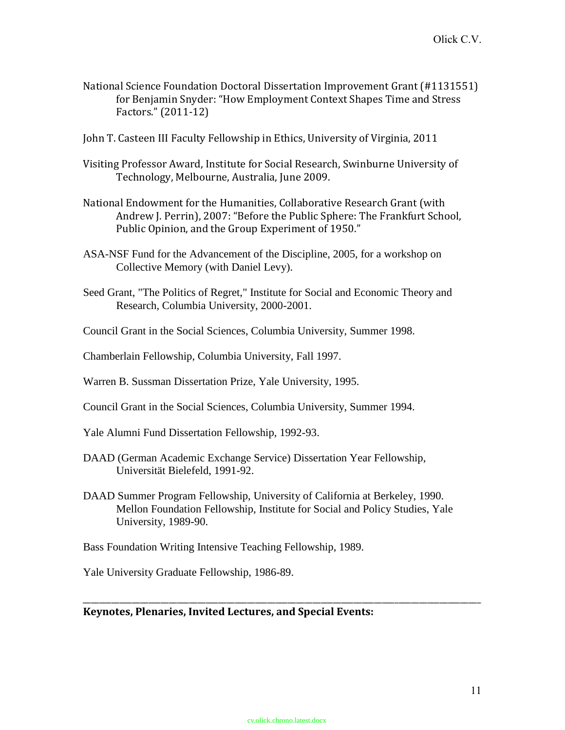National Science Foundation Doctoral Dissertation Improvement Grant (#1131551) for Benjamin Snyder: "How Employment Context Shapes Time and Stress Factors." (2011-12)

John T. Casteen III Faculty Fellowship in Ethics, University of Virginia, 2011

Visiting Professor Award, Institute for Social Research, Swinburne University of Technology, Melbourne, Australia, June 2009.

National Endowment for the Humanities, Collaborative Research Grant (with Andrew J. Perrin), 2007: "Before the Public Sphere: The Frankfurt School, Public Opinion, and the Group Experiment of 1950."

ASA-NSF Fund for the Advancement of the Discipline, 2005, for a workshop on Collective Memory (with Daniel Levy).

Seed Grant, "The Politics of Regret," Institute for Social and Economic Theory and Research, Columbia University, 2000-2001.

Council Grant in the Social Sciences, Columbia University, Summer 1998.

Chamberlain Fellowship, Columbia University, Fall 1997.

Warren B. Sussman Dissertation Prize, Yale University, 1995.

Council Grant in the Social Sciences, Columbia University, Summer 1994.

Yale Alumni Fund Dissertation Fellowship, 1992-93.

DAAD (German Academic Exchange Service) Dissertation Year Fellowship, Universität Bielefeld, 1991-92.

DAAD Summer Program Fellowship, University of California at Berkeley, 1990.
Mellon Foundation Fellowship, Institute for Social and Policy Studies, Yale University, 1989-90.

Bass Foundation Writing Intensive Teaching Fellowship, 1989.

Yale University Graduate Fellowship, 1986-89.

---

**Keynotes, Plenaries, Invited Lectures, and Special Events:**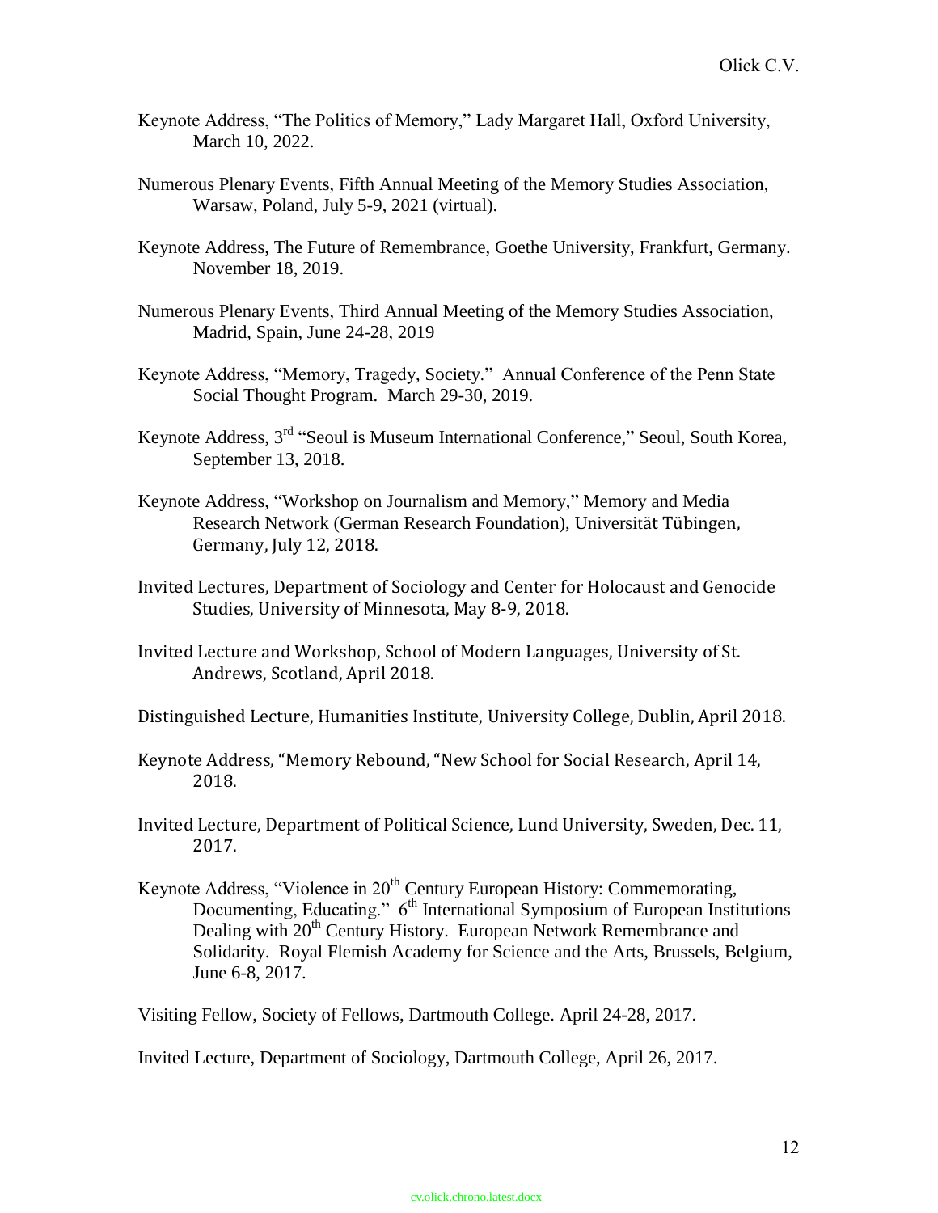Keynote Address, "The Politics of Memory," Lady Margaret Hall, Oxford University, March 10, 2022.

Numerous Plenary Events, Fifth Annual Meeting of the Memory Studies Association, Warsaw, Poland, July 5-9, 2021 (virtual).

Keynote Address, The Future of Remembrance, Goethe University, Frankfurt, Germany. November 18, 2019.

Numerous Plenary Events, Third Annual Meeting of the Memory Studies Association, Madrid, Spain, June 24-28, 2019

Keynote Address, "Memory, Tragedy, Society." Annual Conference of the Penn State Social Thought Program. March 29-30, 2019.

Keynote Address, 3rd "Seoul is Museum International Conference," Seoul, South Korea, September 13, 2018.

Keynote Address, "Workshop on Journalism and Memory," Memory and Media Research Network (German Research Foundation), Universität Tübingen, Germany, July 12, 2018.

Invited Lectures, Department of Sociology and Center for Holocaust and Genocide Studies, University of Minnesota, May 8-9, 2018.

Invited Lecture and Workshop, School of Modern Languages, University of St. Andrews, Scotland, April 2018.

Distinguished Lecture, Humanities Institute, University College, Dublin, April 2018.

Keynote Address, "Memory Rebound, "New School for Social Research, April 14, 2018.

Invited Lecture, Department of Political Science, Lund University, Sweden, Dec. 11, 2017.

Keynote Address, "Violence in 20th Century European History: Commemorating, Documenting, Educating." 6th International Symposium of European Institutions Dealing with 20th Century History. European Network Remembrance and Solidarity. Royal Flemish Academy for Science and the Arts, Brussels, Belgium, June 6-8, 2017.

Visiting Fellow, Society of Fellows, Dartmouth College. April 24-28, 2017.

Invited Lecture, Department of Sociology, Dartmouth College, April 26, 2017.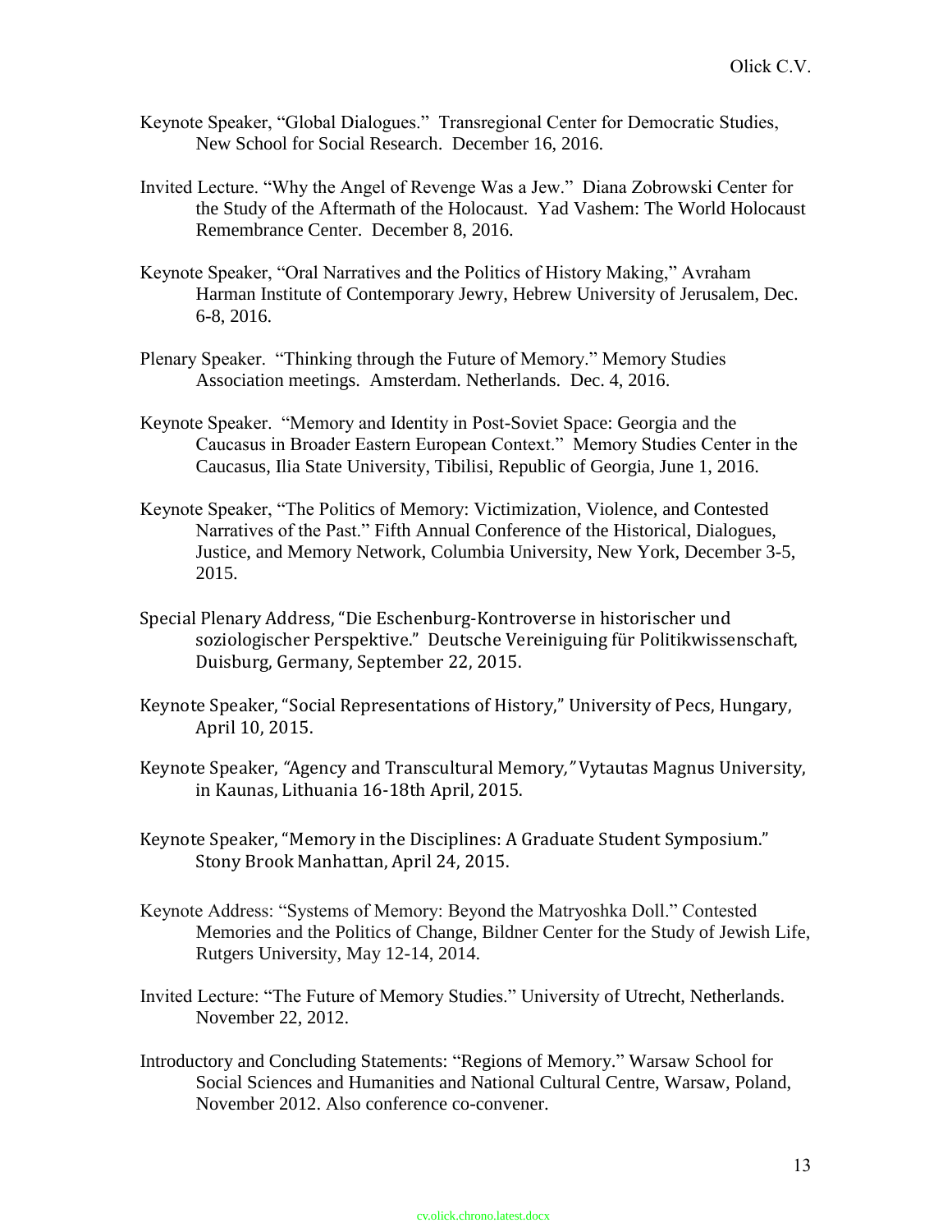Keynote Speaker, "Global Dialogues." Transregional Center for Democratic Studies, New School for Social Research. December 16, 2016.

Invited Lecture. "Why the Angel of Revenge Was a Jew." Diana Zobrowski Center for the Study of the Aftermath of the Holocaust. Yad Vashem: The World Holocaust Remembrance Center. December 8, 2016.

Keynote Speaker, "Oral Narratives and the Politics of History Making," Avraham Harman Institute of Contemporary Jewry, Hebrew University of Jerusalem, Dec. 6-8, 2016.

Plenary Speaker. "Thinking through the Future of Memory." Memory Studies Association meetings. Amsterdam. Netherlands. Dec. 4, 2016.

Keynote Speaker. "Memory and Identity in Post-Soviet Space: Georgia and the Caucasus in Broader Eastern European Context." Memory Studies Center in the Caucasus, Ilia State University, Tibilisi, Republic of Georgia, June 1, 2016.

Keynote Speaker, "The Politics of Memory: Victimization, Violence, and Contested Narratives of the Past." Fifth Annual Conference of the Historical, Dialogues, Justice, and Memory Network, Columbia University, New York, December 3-5, 2015.

Special Plenary Address, "Die Eschenburg-Kontroverse in historischer und soziologischer Perspektive." Deutsche Vereiniguing für Politikwissenschaft, Duisburg, Germany, September 22, 2015.

Keynote Speaker, "Social Representations of History," University of Pecs, Hungary, April 10, 2015.

Keynote Speaker, *"Agency and Transcultural Memory,"* Vytautas Magnus University, in Kaunas, Lithuania 16-18th April, 2015.

Keynote Speaker, "Memory in the Disciplines: A Graduate Student Symposium." Stony Brook Manhattan, April 24, 2015.

Keynote Address: "Systems of Memory: Beyond the Matryoshka Doll." Contested Memories and the Politics of Change, Bildner Center for the Study of Jewish Life, Rutgers University, May 12-14, 2014.

Invited Lecture: "The Future of Memory Studies." University of Utrecht, Netherlands. November 22, 2012.

Introductory and Concluding Statements: "Regions of Memory." Warsaw School for Social Sciences and Humanities and National Cultural Centre, Warsaw, Poland, November 2012. Also conference co-convener.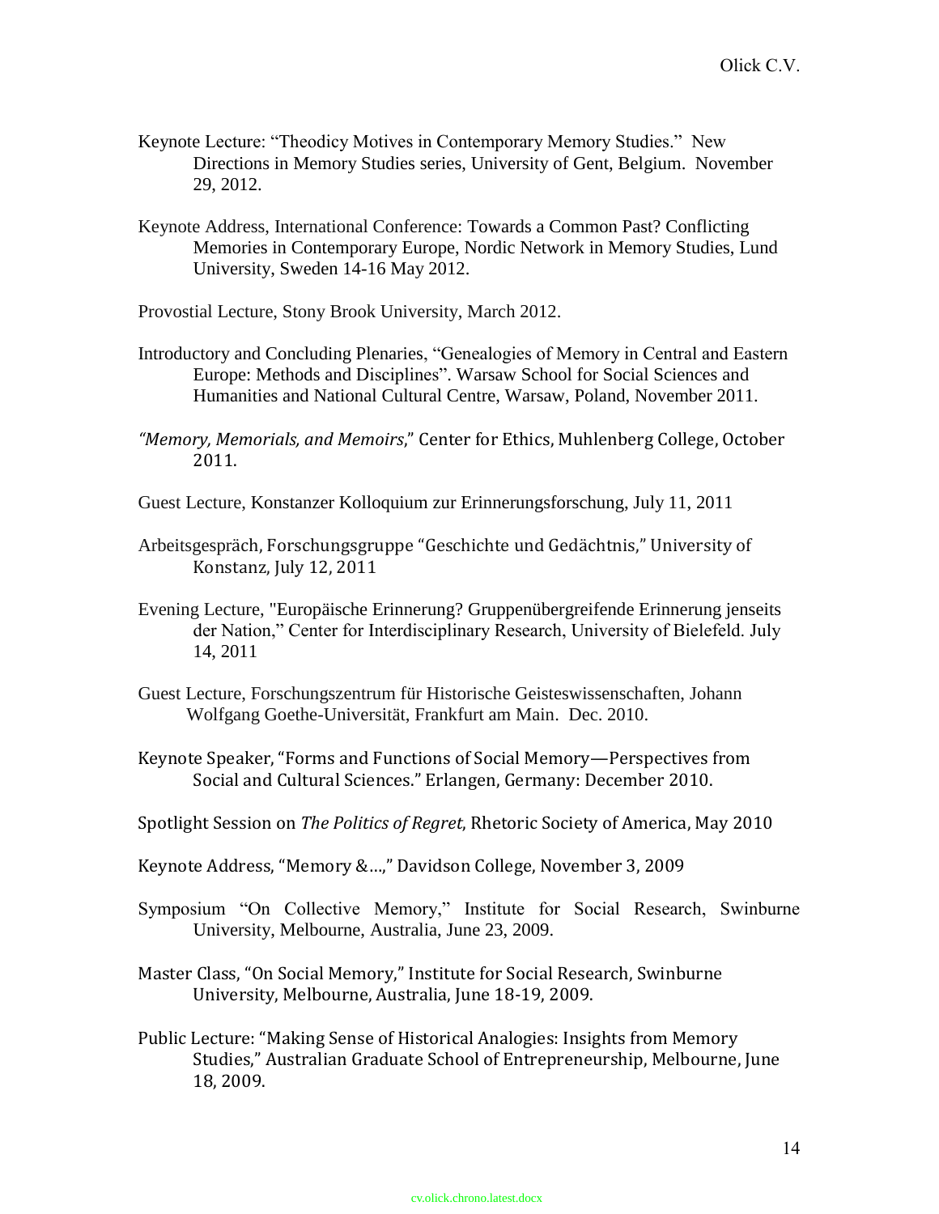Keynote Lecture: "Theodicy Motives in Contemporary Memory Studies." New Directions in Memory Studies series, University of Gent, Belgium. November 29, 2012.

Keynote Address, International Conference: Towards a Common Past? Conflicting Memories in Contemporary Europe, Nordic Network in Memory Studies, Lund University, Sweden 14-16 May 2012.

Provostial Lecture, Stony Brook University, March 2012.

Introductory and Concluding Plenaries, "Genealogies of Memory in Central and Eastern Europe: Methods and Disciplines". Warsaw School for Social Sciences and Humanities and National Cultural Centre, Warsaw, Poland, November 2011.

*"Memory, Memorials, and Memoirs,"* Center for Ethics, Muhlenberg College, October 2011.

Guest Lecture, Konstanzer Kolloquium zur Erinnerungsforschung, July 11, 2011

Arbeitsgespräch, Forschungsgruppe "Geschichte und Gedächtnis," University of Konstanz, July 12, 2011

Evening Lecture, "Europäische Erinnerung? Gruppenübergreifende Erinnerung jenseits der Nation," Center for Interdisciplinary Research, University of Bielefeld. July 14, 2011

Guest Lecture, Forschungszentrum für Historische Geisteswissenschaften, Johann Wolfgang Goethe-Universität, Frankfurt am Main. Dec. 2010.

Keynote Speaker, "Forms and Functions of Social Memory—Perspectives from Social and Cultural Sciences." Erlangen, Germany: December 2010.

Spotlight Session on *The Politics of Regret*, Rhetoric Society of America, May 2010

Keynote Address, "Memory &…," Davidson College, November 3, 2009

Symposium "On Collective Memory," Institute for Social Research, Swinburne University, Melbourne, Australia, June 23, 2009.

Master Class, "On Social Memory," Institute for Social Research, Swinburne University, Melbourne, Australia, June 18-19, 2009.

Public Lecture: "Making Sense of Historical Analogies: Insights from Memory Studies," Australian Graduate School of Entrepreneurship, Melbourne, June 18, 2009.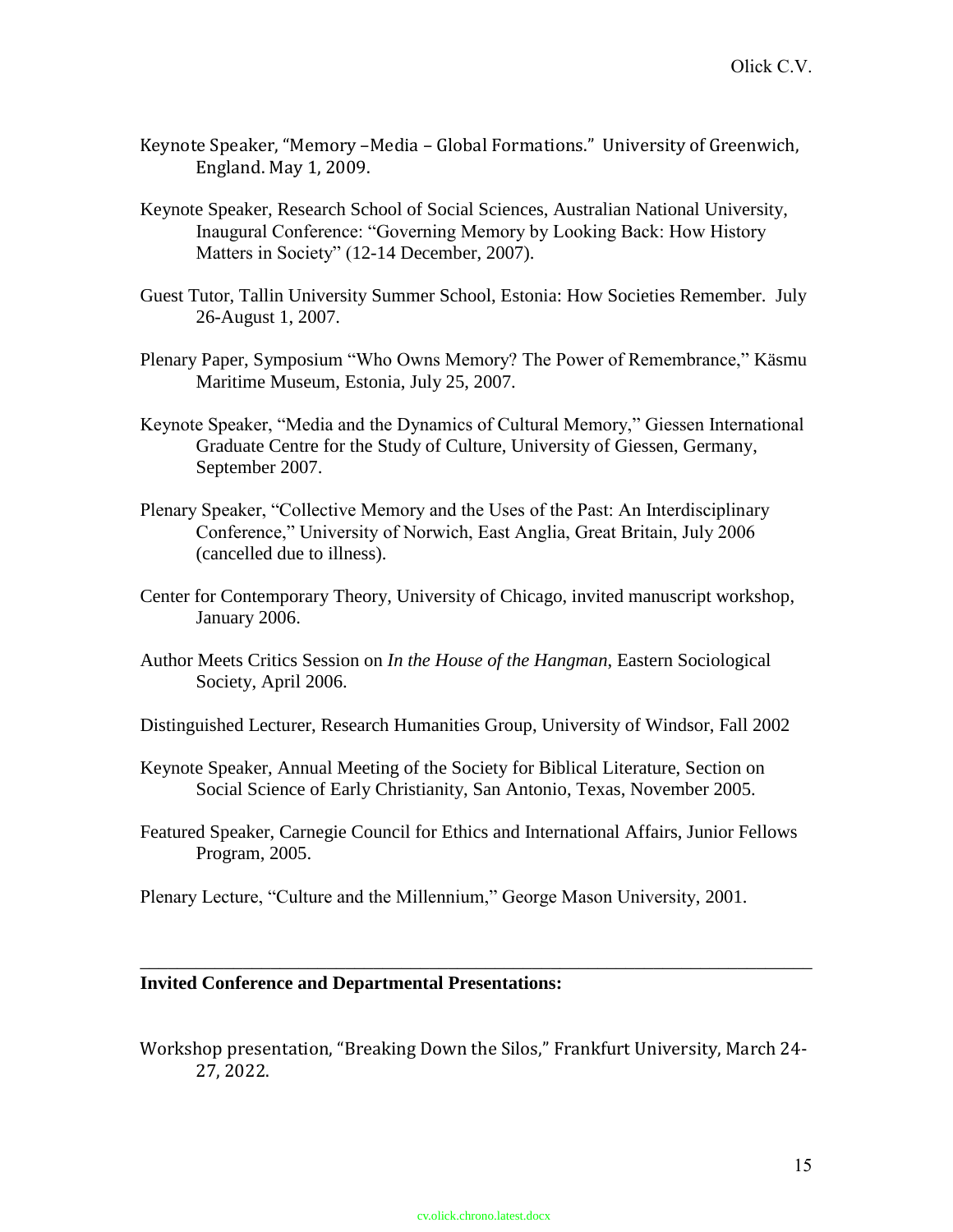Keynote Speaker, "Memory –Media – Global Formations." University of Greenwich, England. May 1, 2009.

Keynote Speaker, Research School of Social Sciences, Australian National University, Inaugural Conference: "Governing Memory by Looking Back: How History Matters in Society" (12-14 December, 2007).

Guest Tutor, Tallin University Summer School, Estonia: How Societies Remember. July 26-August 1, 2007.

Plenary Paper, Symposium "Who Owns Memory? The Power of Remembrance," Käsmu Maritime Museum, Estonia, July 25, 2007.

Keynote Speaker, "Media and the Dynamics of Cultural Memory," Giessen International Graduate Centre for the Study of Culture, University of Giessen, Germany, September 2007.

Plenary Speaker, "Collective Memory and the Uses of the Past: An Interdisciplinary Conference," University of Norwich, East Anglia, Great Britain, July 2006 (cancelled due to illness).

Center for Contemporary Theory, University of Chicago, invited manuscript workshop, January 2006.

Author Meets Critics Session on *In the House of the Hangman*, Eastern Sociological Society, April 2006.

Distinguished Lecturer, Research Humanities Group, University of Windsor, Fall 2002

Keynote Speaker, Annual Meeting of the Society for Biblical Literature, Section on Social Science of Early Christianity, San Antonio, Texas, November 2005.

Featured Speaker, Carnegie Council for Ethics and International Affairs, Junior Fellows Program, 2005.

Plenary Lecture, "Culture and the Millennium," George Mason University, 2001.

---

**Invited Conference and Departmental Presentations:**

Workshop presentation, "Breaking Down the Silos," Frankfurt University, March 24-27, 2022.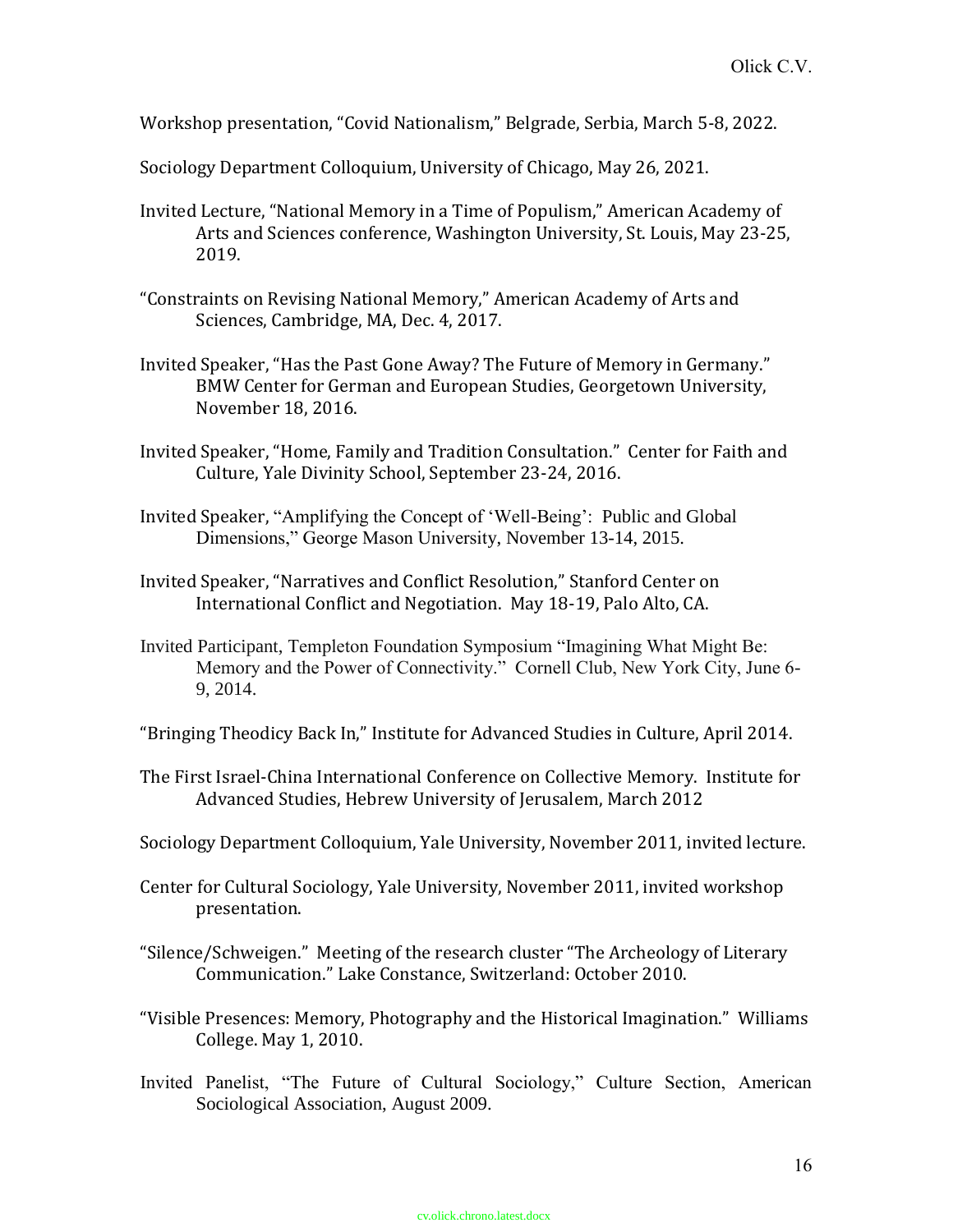Workshop presentation, "Covid Nationalism," Belgrade, Serbia, March 5-8, 2022.

Sociology Department Colloquium, University of Chicago, May 26, 2021.

Invited Lecture, "National Memory in a Time of Populism," American Academy of Arts and Sciences conference, Washington University, St. Louis, May 23-25, 2019.

"Constraints on Revising National Memory," American Academy of Arts and Sciences, Cambridge, MA, Dec. 4, 2017.

Invited Speaker, "Has the Past Gone Away? The Future of Memory in Germany." BMW Center for German and European Studies, Georgetown University, November 18, 2016.

Invited Speaker, "Home, Family and Tradition Consultation." Center for Faith and Culture, Yale Divinity School, September 23-24, 2016.

Invited Speaker, "Amplifying the Concept of 'Well-Being': Public and Global Dimensions," George Mason University, November 13-14, 2015.

Invited Speaker, "Narratives and Conflict Resolution," Stanford Center on International Conflict and Negotiation. May 18-19, Palo Alto, CA.

Invited Participant, Templeton Foundation Symposium "Imagining What Might Be: Memory and the Power of Connectivity." Cornell Club, New York City, June 6-9, 2014.

"Bringing Theodicy Back In," Institute for Advanced Studies in Culture, April 2014.

The First Israel-China International Conference on Collective Memory. Institute for Advanced Studies, Hebrew University of Jerusalem, March 2012

Sociology Department Colloquium, Yale University, November 2011, invited lecture.

Center for Cultural Sociology, Yale University, November 2011, invited workshop presentation.

"Silence/Schweigen." Meeting of the research cluster "The Archeology of Literary Communication." Lake Constance, Switzerland: October 2010.

"Visible Presences: Memory, Photography and the Historical Imagination." Williams College. May 1, 2010.

Invited Panelist, "The Future of Cultural Sociology," Culture Section, American Sociological Association, August 2009.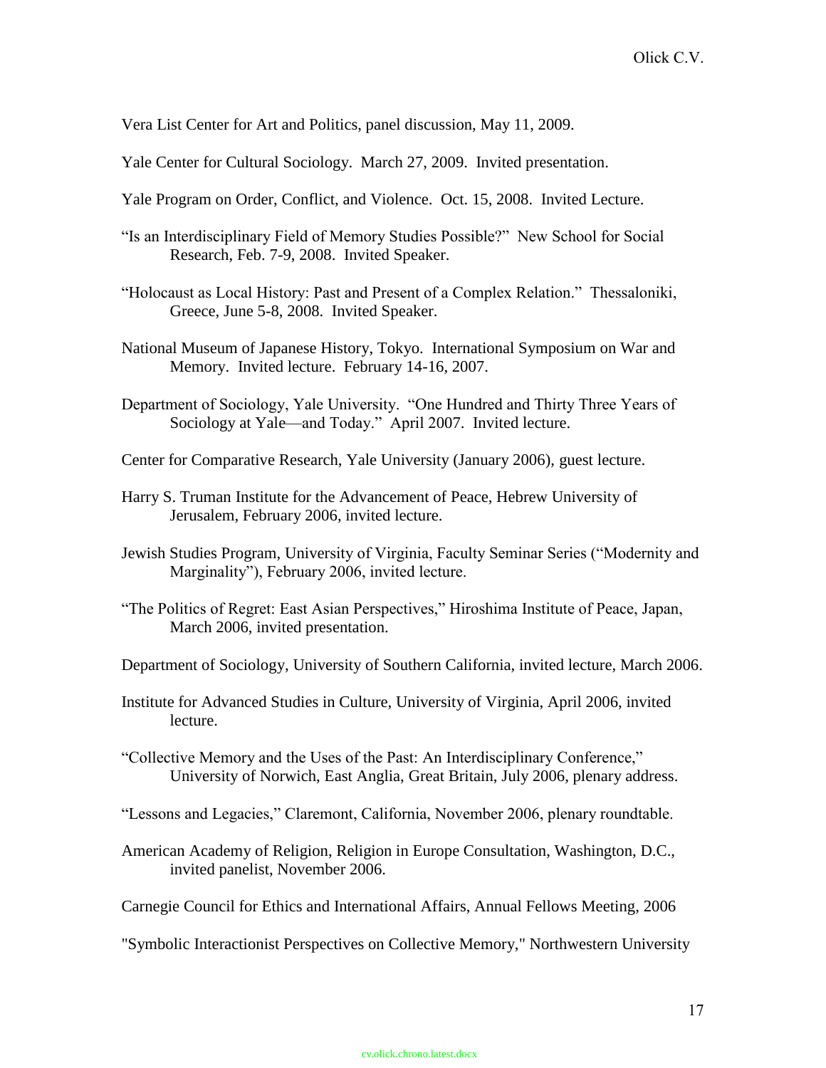Vera List Center for Art and Politics, panel discussion, May 11, 2009.

Yale Center for Cultural Sociology. March 27, 2009. Invited presentation.

Yale Program on Order, Conflict, and Violence. Oct. 15, 2008. Invited Lecture.

"Is an Interdisciplinary Field of Memory Studies Possible?" New School for Social Research, Feb. 7-9, 2008. Invited Speaker.

"Holocaust as Local History: Past and Present of a Complex Relation." Thessaloniki, Greece, June 5-8, 2008. Invited Speaker.

National Museum of Japanese History, Tokyo. International Symposium on War and Memory. Invited lecture. February 14-16, 2007.

Department of Sociology, Yale University. "One Hundred and Thirty Three Years of Sociology at Yale—and Today." April 2007. Invited lecture.

Center for Comparative Research, Yale University (January 2006), guest lecture.

Harry S. Truman Institute for the Advancement of Peace, Hebrew University of Jerusalem, February 2006, invited lecture.

Jewish Studies Program, University of Virginia, Faculty Seminar Series ("Modernity and Marginality"), February 2006, invited lecture.

"The Politics of Regret: East Asian Perspectives," Hiroshima Institute of Peace, Japan, March 2006, invited presentation.

Department of Sociology, University of Southern California, invited lecture, March 2006.

Institute for Advanced Studies in Culture, University of Virginia, April 2006, invited lecture.

"Collective Memory and the Uses of the Past: An Interdisciplinary Conference," University of Norwich, East Anglia, Great Britain, July 2006, plenary address.

"Lessons and Legacies," Claremont, California, November 2006, plenary roundtable.

American Academy of Religion, Religion in Europe Consultation, Washington, D.C., invited panelist, November 2006.

Carnegie Council for Ethics and International Affairs, Annual Fellows Meeting, 2006

"Symbolic Interactionist Perspectives on Collective Memory," Northwestern University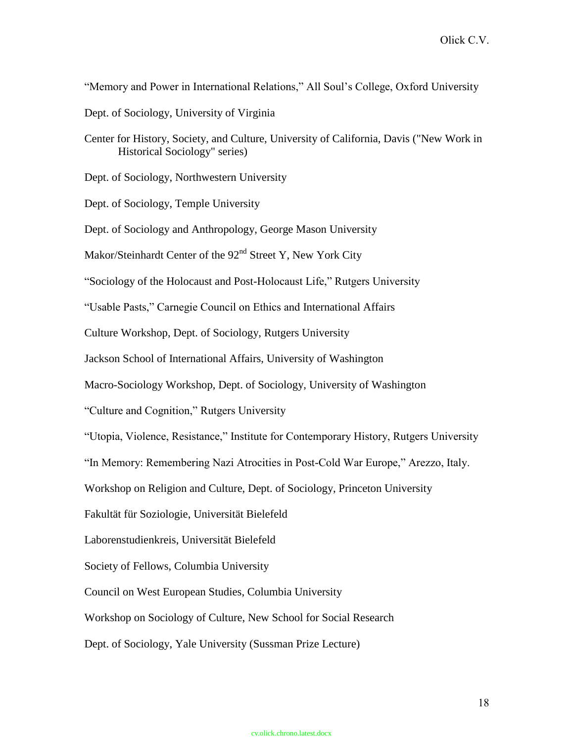"Memory and Power in International Relations," All Soul's College, Oxford University

Dept. of Sociology, University of Virginia

Center for History, Society, and Culture, University of California, Davis ("New Work in Historical Sociology" series)

Dept. of Sociology, Northwestern University

Dept. of Sociology, Temple University

Dept. of Sociology and Anthropology, George Mason University

Makor/Steinhardt Center of the 92nd Street Y, New York City

"Sociology of the Holocaust and Post-Holocaust Life," Rutgers University

"Usable Pasts," Carnegie Council on Ethics and International Affairs

Culture Workshop, Dept. of Sociology, Rutgers University

Jackson School of International Affairs, University of Washington

Macro-Sociology Workshop, Dept. of Sociology, University of Washington

"Culture and Cognition," Rutgers University

"Utopia, Violence, Resistance," Institute for Contemporary History, Rutgers University

"In Memory: Remembering Nazi Atrocities in Post-Cold War Europe," Arezzo, Italy.

Workshop on Religion and Culture, Dept. of Sociology, Princeton University

Fakultät für Soziologie, Universität Bielefeld

Laborenstudienkreis, Universität Bielefeld

Society of Fellows, Columbia University

Council on West European Studies, Columbia University

Workshop on Sociology of Culture, New School for Social Research

Dept. of Sociology, Yale University (Sussman Prize Lecture)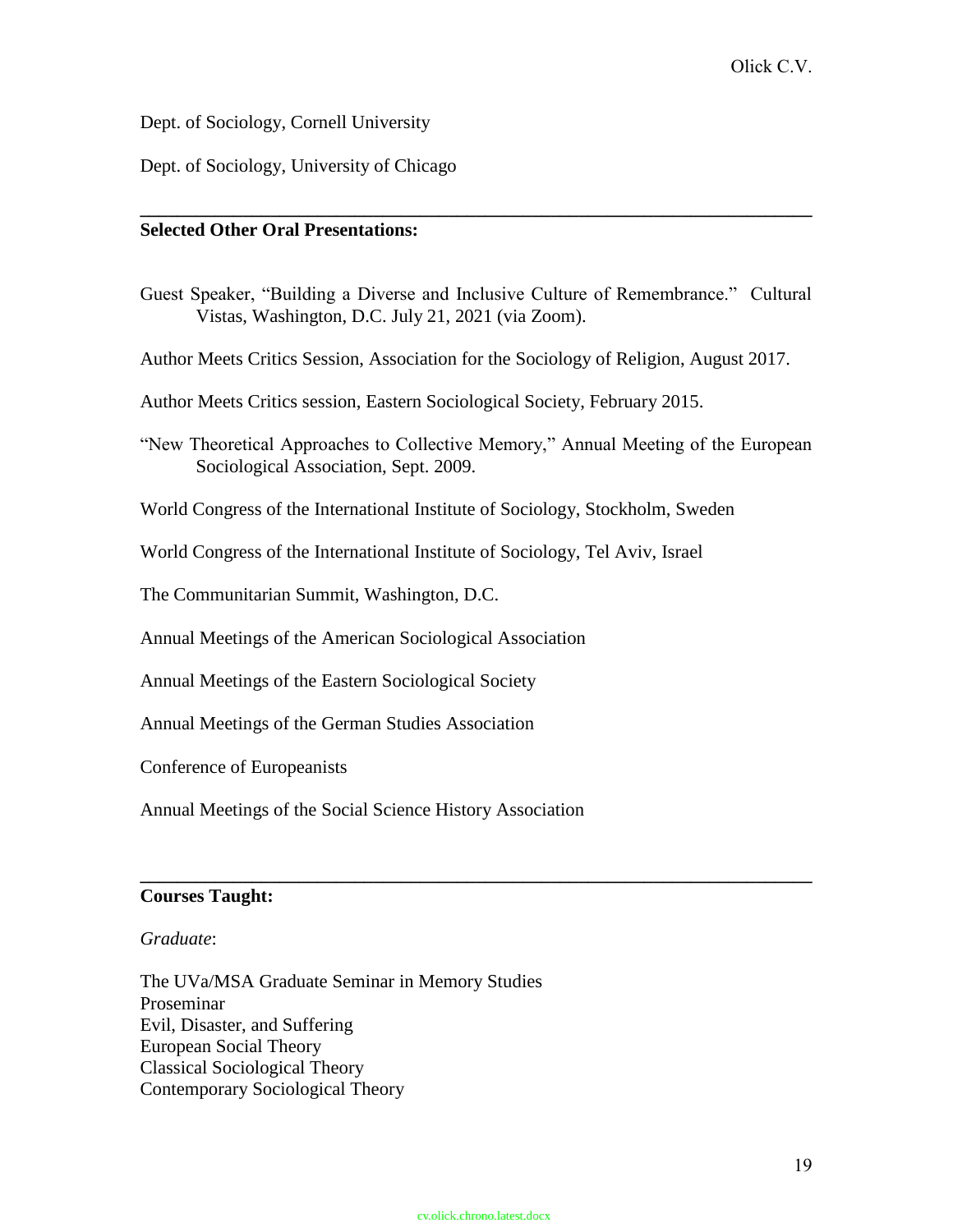Dept. of Sociology, Cornell University

Dept. of Sociology, University of Chicago

---

**Selected Other Oral Presentations:**

Guest Speaker, "Building a Diverse and Inclusive Culture of Remembrance." Cultural Vistas, Washington, D.C. July 21, 2021 (via Zoom).

Author Meets Critics Session, Association for the Sociology of Religion, August 2017.

Author Meets Critics session, Eastern Sociological Society, February 2015.

"New Theoretical Approaches to Collective Memory," Annual Meeting of the European Sociological Association, Sept. 2009.

World Congress of the International Institute of Sociology, Stockholm, Sweden

World Congress of the International Institute of Sociology, Tel Aviv, Israel

The Communitarian Summit, Washington, D.C.

Annual Meetings of the American Sociological Association

Annual Meetings of the Eastern Sociological Society

Annual Meetings of the German Studies Association

Conference of Europeanists

Annual Meetings of the Social Science History Association

---

**Courses Taught:**

*Graduate*:

The UVa/MSA Graduate Seminar in Memory Studies
Proseminar
Evil, Disaster, and Suffering
European Social Theory
Classical Sociological Theory
Contemporary Sociological Theory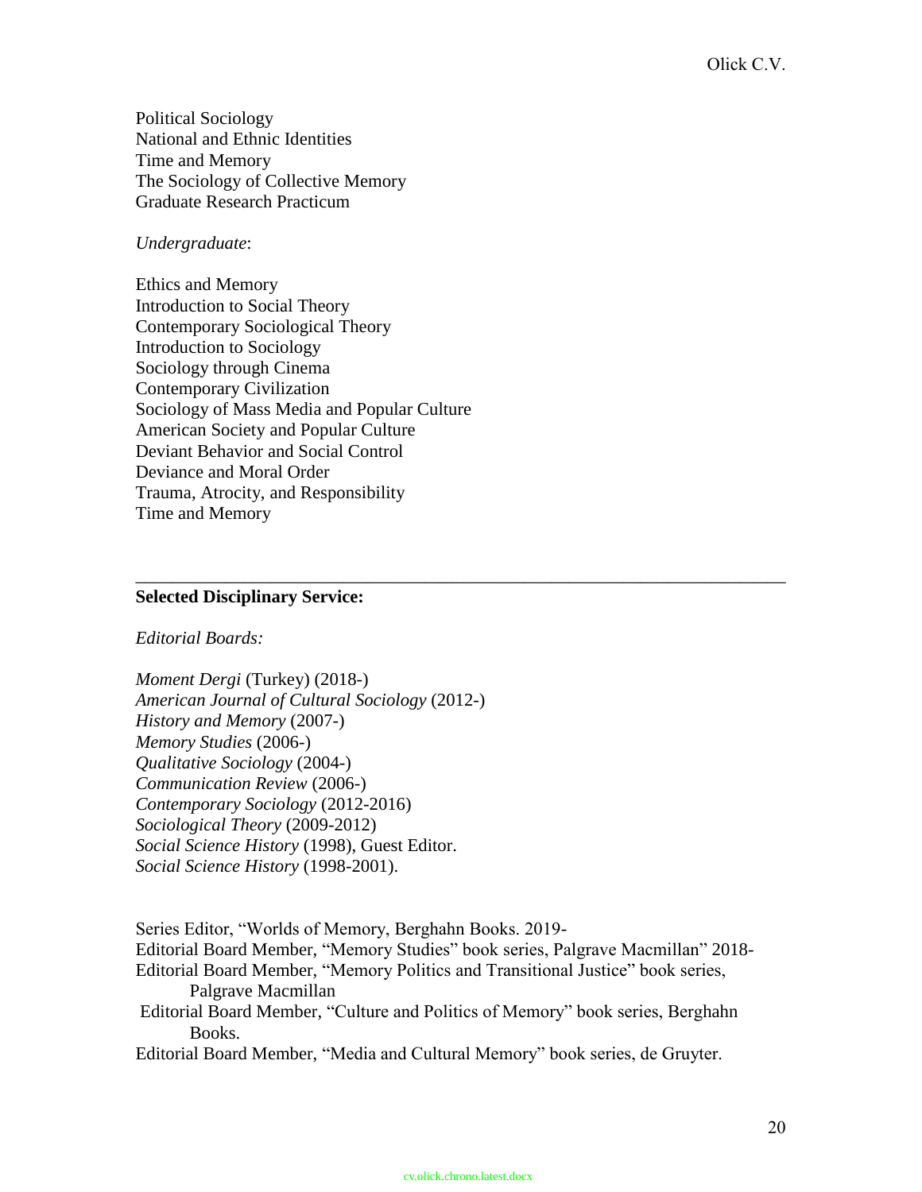Political Sociology
National and Ethnic Identities
Time and Memory
The Sociology of Collective Memory
Graduate Research Practicum

*Undergraduate*:

Ethics and Memory
Introduction to Social Theory
Contemporary Sociological Theory
Introduction to Sociology
Sociology through Cinema
Contemporary Civilization
Sociology of Mass Media and Popular Culture
American Society and Popular Culture
Deviant Behavior and Social Control
Deviance and Moral Order
Trauma, Atrocity, and Responsibility
Time and Memory

---

**Selected Disciplinary Service:**

*Editorial Boards:*

*Moment Dergi* (Turkey) (2018-)
*American Journal of Cultural Sociology* (2012-)
*History and Memory* (2007-)
*Memory Studies* (2006-)
*Qualitative Sociology* (2004-)
*Communication Review* (2006-)
*Contemporary Sociology* (2012-2016)
*Sociological Theory* (2009-2012)
*Social Science History* (1998), Guest Editor.
*Social Science History* (1998-2001).

Series Editor, "Worlds of Memory, Berghahn Books. 2019-
Editorial Board Member, "Memory Studies" book series, Palgrave Macmillan" 2018-
Editorial Board Member, "Memory Politics and Transitional Justice" book series, Palgrave Macmillan
Editorial Board Member, "Culture and Politics of Memory" book series, Berghahn Books.
Editorial Board Member, "Media and Cultural Memory" book series, de Gruyter.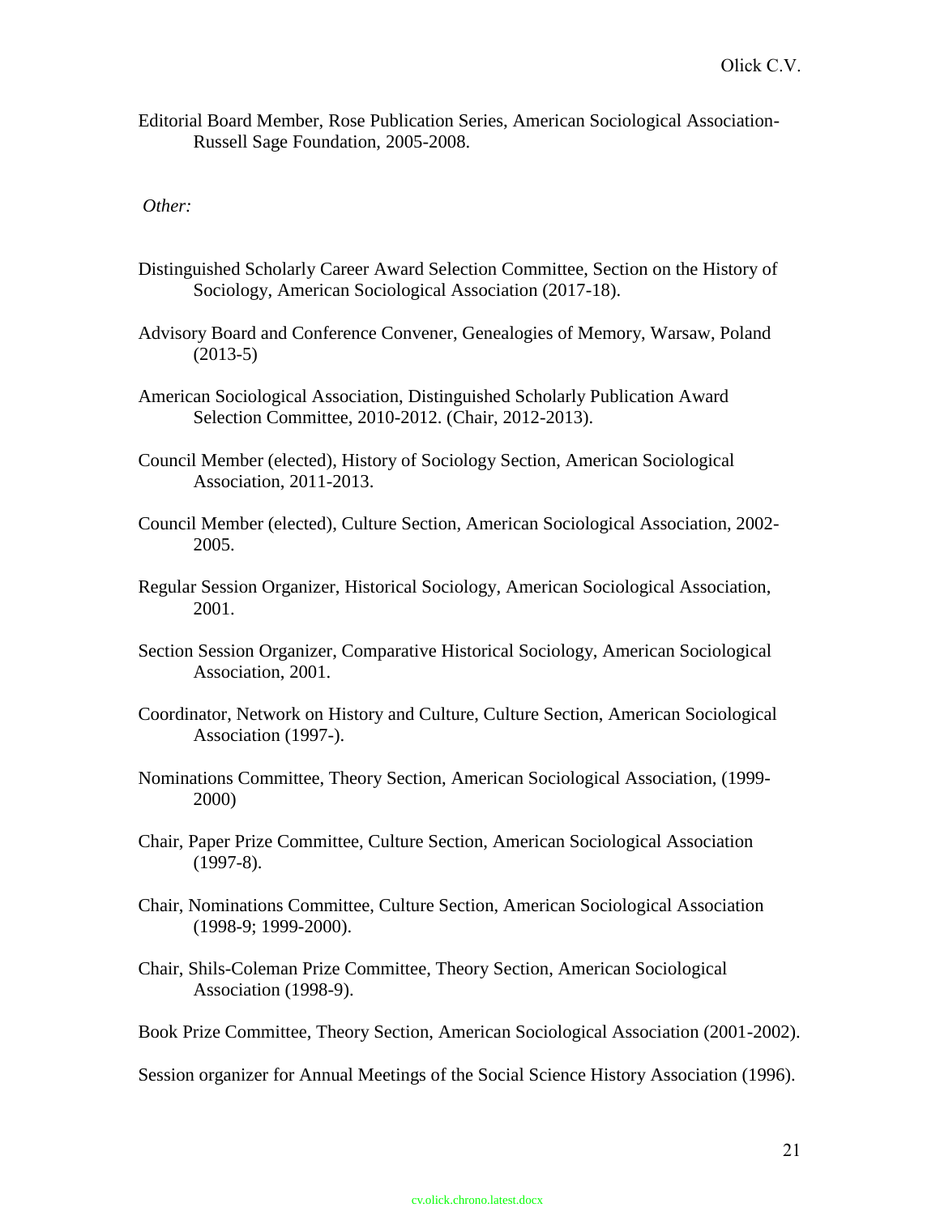Editorial Board Member, Rose Publication Series, American Sociological Association-Russell Sage Foundation, 2005-2008.

*Other:*

Distinguished Scholarly Career Award Selection Committee, Section on the History of Sociology, American Sociological Association (2017-18).

Advisory Board and Conference Convener, Genealogies of Memory, Warsaw, Poland (2013-5)

American Sociological Association, Distinguished Scholarly Publication Award Selection Committee, 2010-2012. (Chair, 2012-2013).

Council Member (elected), History of Sociology Section, American Sociological Association, 2011-2013.

Council Member (elected), Culture Section, American Sociological Association, 2002-2005.

Regular Session Organizer, Historical Sociology, American Sociological Association, 2001.

Section Session Organizer, Comparative Historical Sociology, American Sociological Association, 2001.

Coordinator, Network on History and Culture, Culture Section, American Sociological Association (1997-).

Nominations Committee, Theory Section, American Sociological Association, (1999-2000)

Chair, Paper Prize Committee, Culture Section, American Sociological Association (1997-8).

Chair, Nominations Committee, Culture Section, American Sociological Association (1998-9; 1999-2000).

Chair, Shils-Coleman Prize Committee, Theory Section, American Sociological Association (1998-9).

Book Prize Committee, Theory Section, American Sociological Association (2001-2002).

Session organizer for Annual Meetings of the Social Science History Association (1996).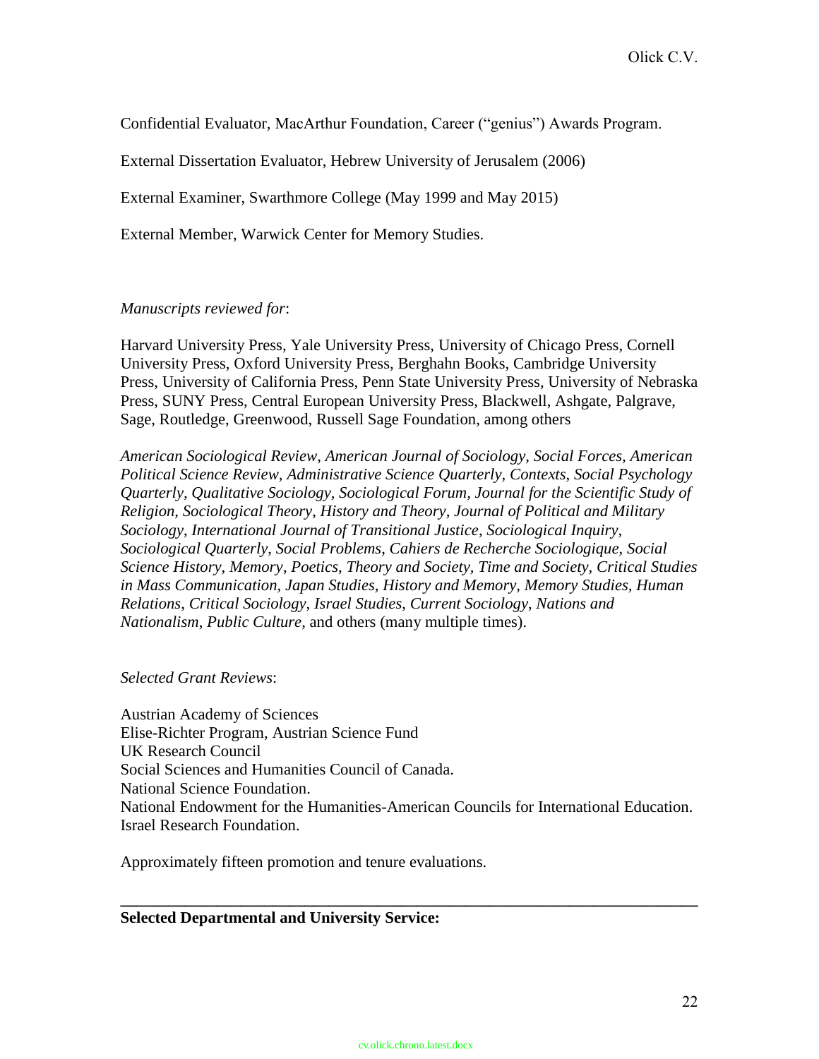Confidential Evaluator, MacArthur Foundation, Career ("genius") Awards Program.

External Dissertation Evaluator, Hebrew University of Jerusalem (2006)

External Examiner, Swarthmore College (May 1999 and May 2015)

External Member, Warwick Center for Memory Studies.

*Manuscripts reviewed for*:

Harvard University Press, Yale University Press, University of Chicago Press, Cornell University Press, Oxford University Press, Berghahn Books, Cambridge University Press, University of California Press, Penn State University Press, University of Nebraska Press, SUNY Press, Central European University Press, Blackwell, Ashgate, Palgrave, Sage, Routledge, Greenwood, Russell Sage Foundation, among others

*American Sociological Review*, *American Journal of Sociology, Social Forces, American Political Science Review, Administrative Science Quarterly, Contexts, Social Psychology Quarterly, Qualitative Sociology, Sociological Forum, Journal for the Scientific Study of Religion, Sociological Theory*, *History and Theory*, *Journal of Political and Military Sociology*, *International Journal of Transitional Justice*, *Sociological Inquiry*, *Sociological Quarterly, Social Problems, Cahiers de Recherche Sociologique, Social Science History*, *Memory*, *Poetics*, *Theory and Society, Time and Society, Critical Studies in Mass Communication, Japan Studies, History and Memory*, *Memory Studies, Human Relations*, *Critical Sociology*, *Israel Studies*, *Current Sociology*, *Nations and Nationalism*, *Public Culture*, and others (many multiple times).

*Selected Grant Reviews*:

Austrian Academy of Sciences
Elise-Richter Program, Austrian Science Fund
UK Research Council
Social Sciences and Humanities Council of Canada.
National Science Foundation.
National Endowment for the Humanities-American Councils for International Education.
Israel Research Foundation.

Approximately fifteen promotion and tenure evaluations.

---

**Selected Departmental and University Service:**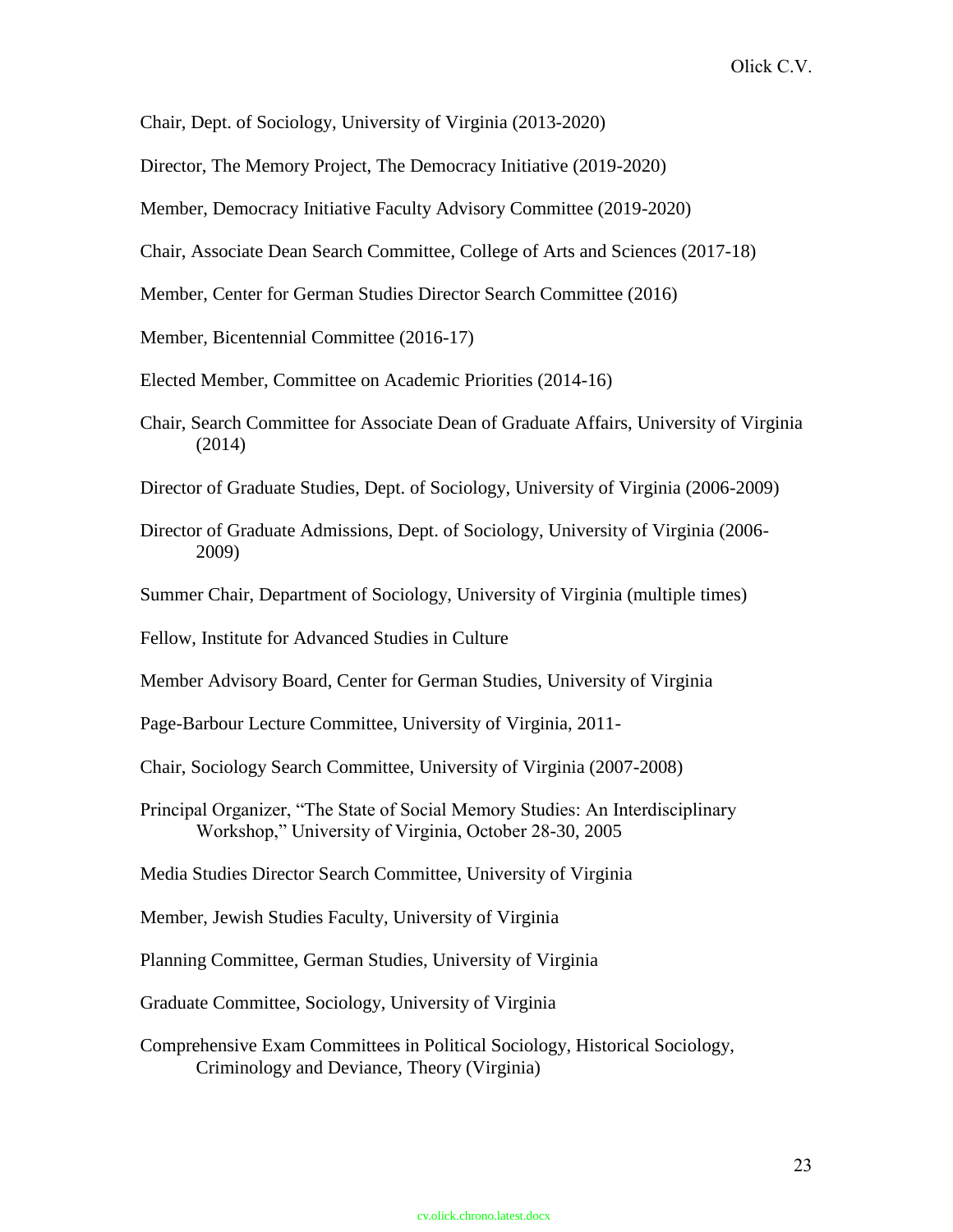Chair, Dept. of Sociology, University of Virginia (2013-2020)

Director, The Memory Project, The Democracy Initiative (2019-2020)

Member, Democracy Initiative Faculty Advisory Committee (2019-2020)

Chair, Associate Dean Search Committee, College of Arts and Sciences (2017-18)

Member, Center for German Studies Director Search Committee (2016)

Member, Bicentennial Committee (2016-17)

Elected Member, Committee on Academic Priorities (2014-16)

Chair, Search Committee for Associate Dean of Graduate Affairs, University of Virginia (2014)

Director of Graduate Studies, Dept. of Sociology, University of Virginia (2006-2009)

Director of Graduate Admissions, Dept. of Sociology, University of Virginia (2006-2009)

Summer Chair, Department of Sociology, University of Virginia (multiple times)

Fellow, Institute for Advanced Studies in Culture

Member Advisory Board, Center for German Studies, University of Virginia

Page-Barbour Lecture Committee, University of Virginia, 2011-

Chair, Sociology Search Committee, University of Virginia (2007-2008)

Principal Organizer, "The State of Social Memory Studies: An Interdisciplinary Workshop," University of Virginia, October 28-30, 2005

Media Studies Director Search Committee, University of Virginia

Member, Jewish Studies Faculty, University of Virginia

Planning Committee, German Studies, University of Virginia

Graduate Committee, Sociology, University of Virginia

Comprehensive Exam Committees in Political Sociology, Historical Sociology, Criminology and Deviance, Theory (Virginia)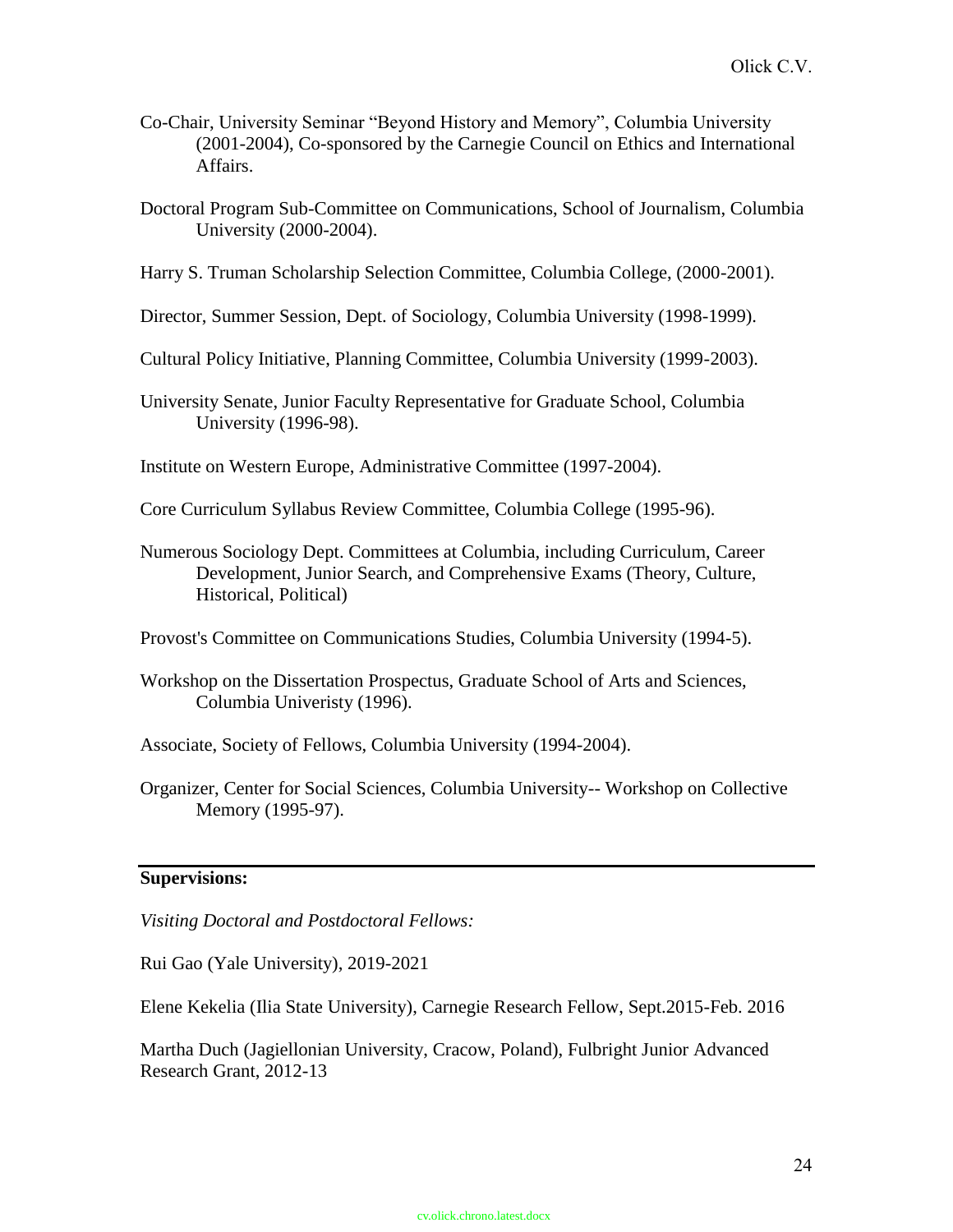Co-Chair, University Seminar “Beyond History and Memory”, Columbia University (2001-2004), Co-sponsored by the Carnegie Council on Ethics and International Affairs.

Doctoral Program Sub-Committee on Communications, School of Journalism, Columbia University (2000-2004).

Harry S. Truman Scholarship Selection Committee, Columbia College, (2000-2001).

Director, Summer Session, Dept. of Sociology, Columbia University (1998-1999).

Cultural Policy Initiative, Planning Committee, Columbia University (1999-2003).

University Senate, Junior Faculty Representative for Graduate School, Columbia University (1996-98).

Institute on Western Europe, Administrative Committee (1997-2004).

Core Curriculum Syllabus Review Committee, Columbia College (1995-96).

Numerous Sociology Dept. Committees at Columbia, including Curriculum, Career Development, Junior Search, and Comprehensive Exams (Theory, Culture, Historical, Political)

Provost's Committee on Communications Studies, Columbia University (1994-5).

Workshop on the Dissertation Prospectus, Graduate School of Arts and Sciences, Columbia Univeristy (1996).

Associate, Society of Fellows, Columbia University (1994-2004).

Organizer, Center for Social Sciences, Columbia University-- Workshop on Collective Memory (1995-97).

## Supervisions:

*Visiting Doctoral and Postdoctoral Fellows:*

Rui Gao (Yale University), 2019-2021

Elene Kekelia (Ilia State University), Carnegie Research Fellow, Sept.2015-Feb. 2016

Martha Duch (Jagiellonian University, Cracow, Poland), Fulbright Junior Advanced Research Grant, 2012-13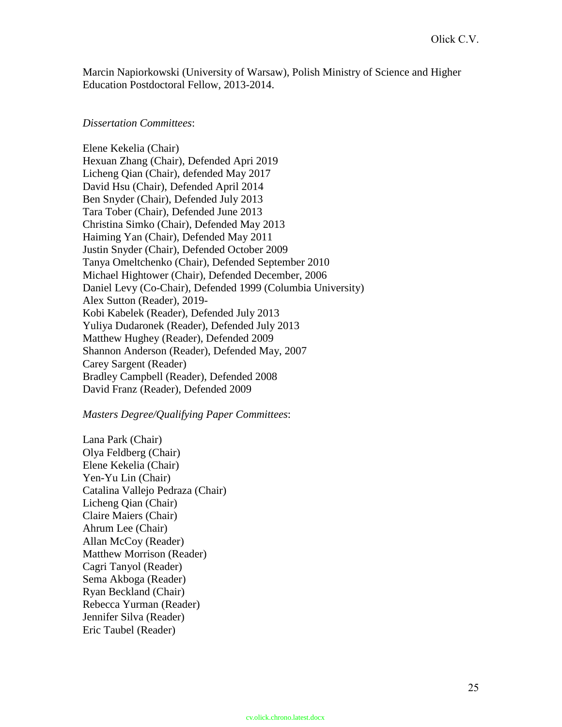Marcin Napiorkowski (University of Warsaw), Polish Ministry of Science and Higher Education Postdoctoral Fellow, 2013-2014.

*Dissertation Committees*:

Elene Kekelia (Chair)
Hexuan Zhang (Chair), Defended Apri 2019
Licheng Qian (Chair), defended May 2017
David Hsu (Chair), Defended April 2014
Ben Snyder (Chair), Defended July 2013
Tara Tober (Chair), Defended June 2013
Christina Simko (Chair), Defended May 2013
Haiming Yan (Chair), Defended May 2011
Justin Snyder (Chair), Defended October 2009
Tanya Omeltchenko (Chair), Defended September 2010
Michael Hightower (Chair), Defended December, 2006
Daniel Levy (Co-Chair), Defended 1999 (Columbia University)
Alex Sutton (Reader), 2019-
Kobi Kabelek (Reader), Defended July 2013
Yuliya Dudaronek (Reader), Defended July 2013
Matthew Hughey (Reader), Defended 2009
Shannon Anderson (Reader), Defended May, 2007
Carey Sargent (Reader)
Bradley Campbell (Reader), Defended 2008
David Franz (Reader), Defended 2009

*Masters Degree/Qualifying Paper Committees*:

Lana Park (Chair)
Olya Feldberg (Chair)
Elene Kekelia (Chair)
Yen-Yu Lin (Chair)
Catalina Vallejo Pedraza (Chair)
Licheng Qian (Chair)
Claire Maiers (Chair)
Ahrum Lee (Chair)
Allan McCoy (Reader)
Matthew Morrison (Reader)
Cagri Tanyol (Reader)
Sema Akboga (Reader)
Ryan Beckland (Chair)
Rebecca Yurman (Reader)
Jennifer Silva (Reader)
Eric Taubel (Reader)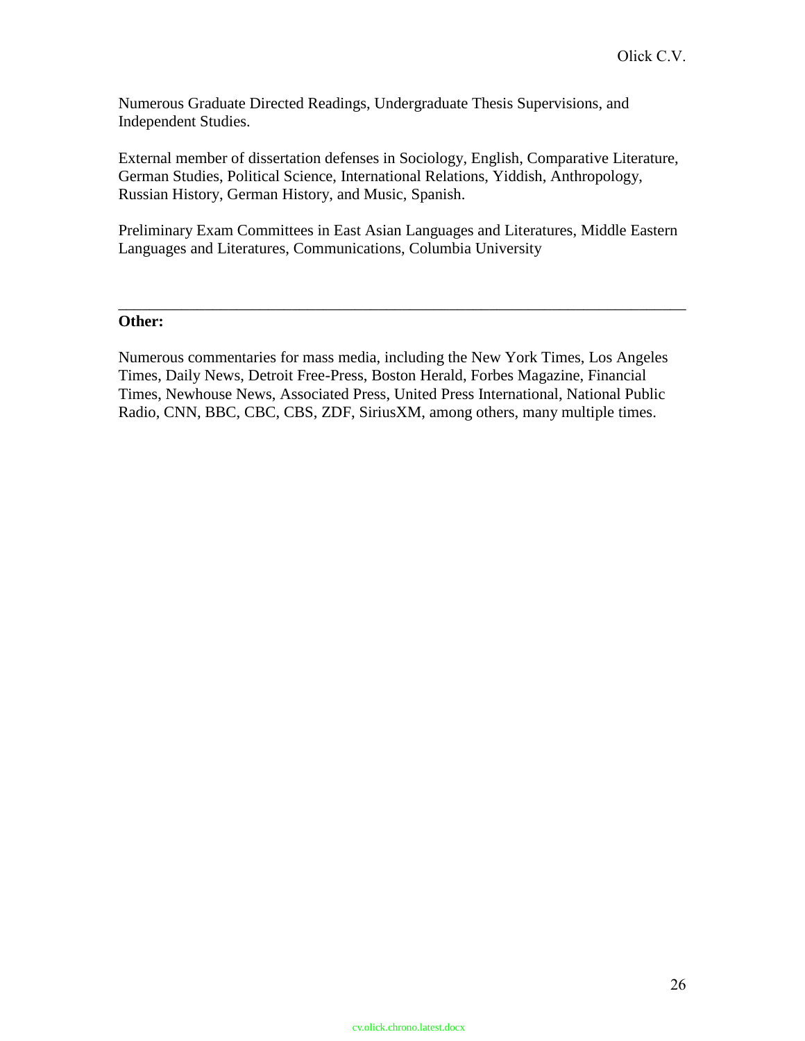Numerous Graduate Directed Readings, Undergraduate Thesis Supervisions, and Independent Studies.

External member of dissertation defenses in Sociology, English, Comparative Literature, German Studies, Political Science, International Relations, Yiddish, Anthropology, Russian History, German History, and Music, Spanish.

Preliminary Exam Committees in East Asian Languages and Literatures, Middle Eastern Languages and Literatures, Communications, Columbia University

---

**Other:**

Numerous commentaries for mass media, including the New York Times, Los Angeles Times, Daily News, Detroit Free-Press, Boston Herald, Forbes Magazine, Financial Times, Newhouse News, Associated Press, United Press International, National Public Radio, CNN, BBC, CBC, CBS, ZDF, SiriusXM, among others, many multiple times.